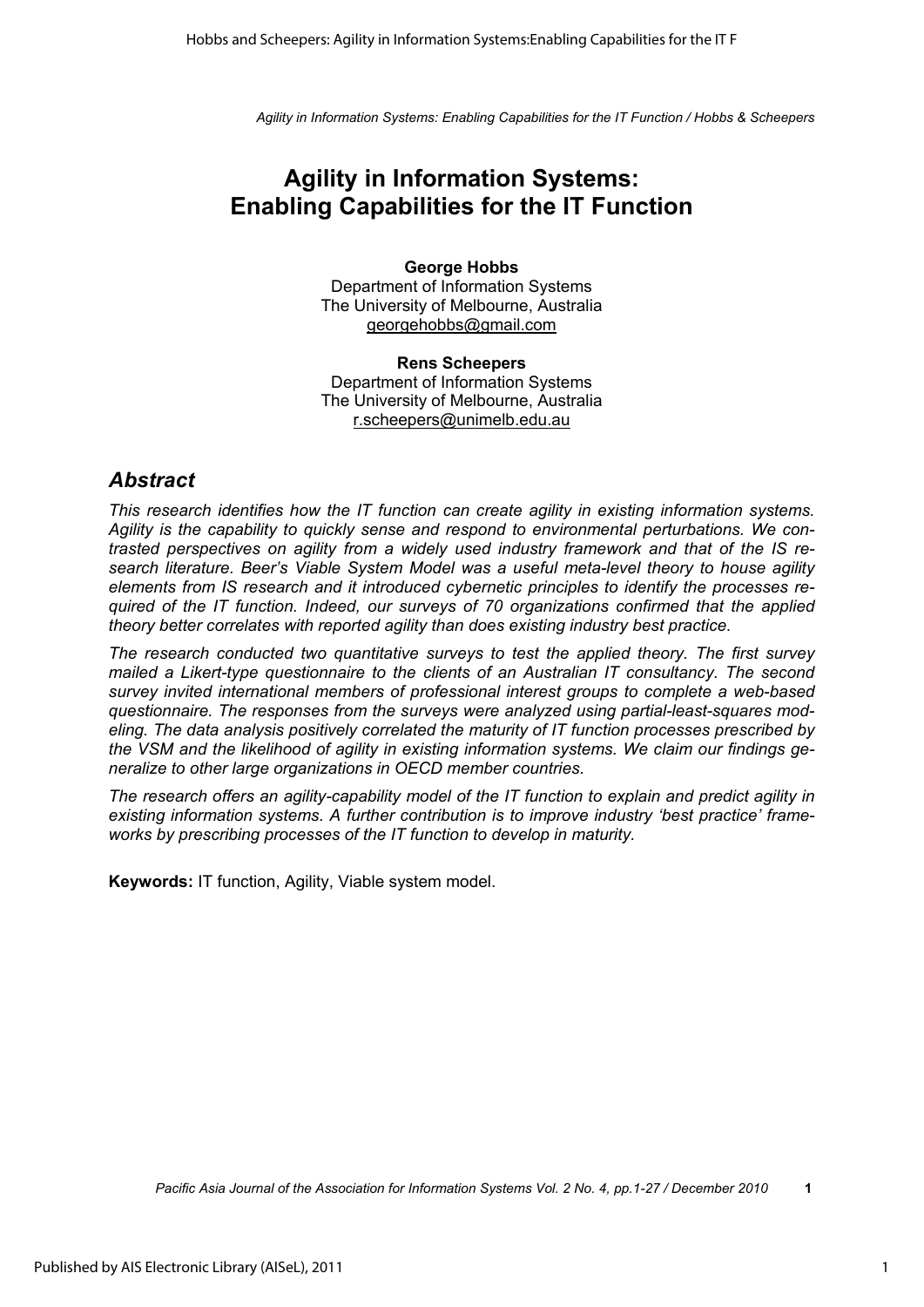# Agility in Information Systems: Enabling Capabilities for the IT Function

**George Hobbs**
Department of Information Systems
The University of Melbourne, Australia
georgehobbs@gmail.com

**Rens Scheepers**
Department of Information Systems
The University of Melbourne, Australia
r.scheepers@unimelb.edu.au

## *Abstract*

*This research identifies how the IT function can create agility in existing information systems. Agility is the capability to quickly sense and respond to environmental perturbations. We contrasted perspectives on agility from a widely used industry framework and that of the IS research literature. Beer's Viable System Model was a useful meta-level theory to house agility elements from IS research and it introduced cybernetic principles to identify the processes required of the IT function. Indeed, our surveys of 70 organizations confirmed that the applied theory better correlates with reported agility than does existing industry best practice.*

*The research conducted two quantitative surveys to test the applied theory. The first survey mailed a Likert-type questionnaire to the clients of an Australian IT consultancy. The second survey invited international members of professional interest groups to complete a web-based questionnaire. The responses from the surveys were analyzed using partial-least-squares modeling. The data analysis positively correlated the maturity of IT function processes prescribed by the VSM and the likelihood of agility in existing information systems. We claim our findings generalize to other large organizations in OECD member countries.*

*The research offers an agility-capability model of the IT function to explain and predict agility in existing information systems. A further contribution is to improve industry 'best practice' frameworks by prescribing processes of the IT function to develop in maturity.*

**Keywords:** IT function, Agility, Viable system model.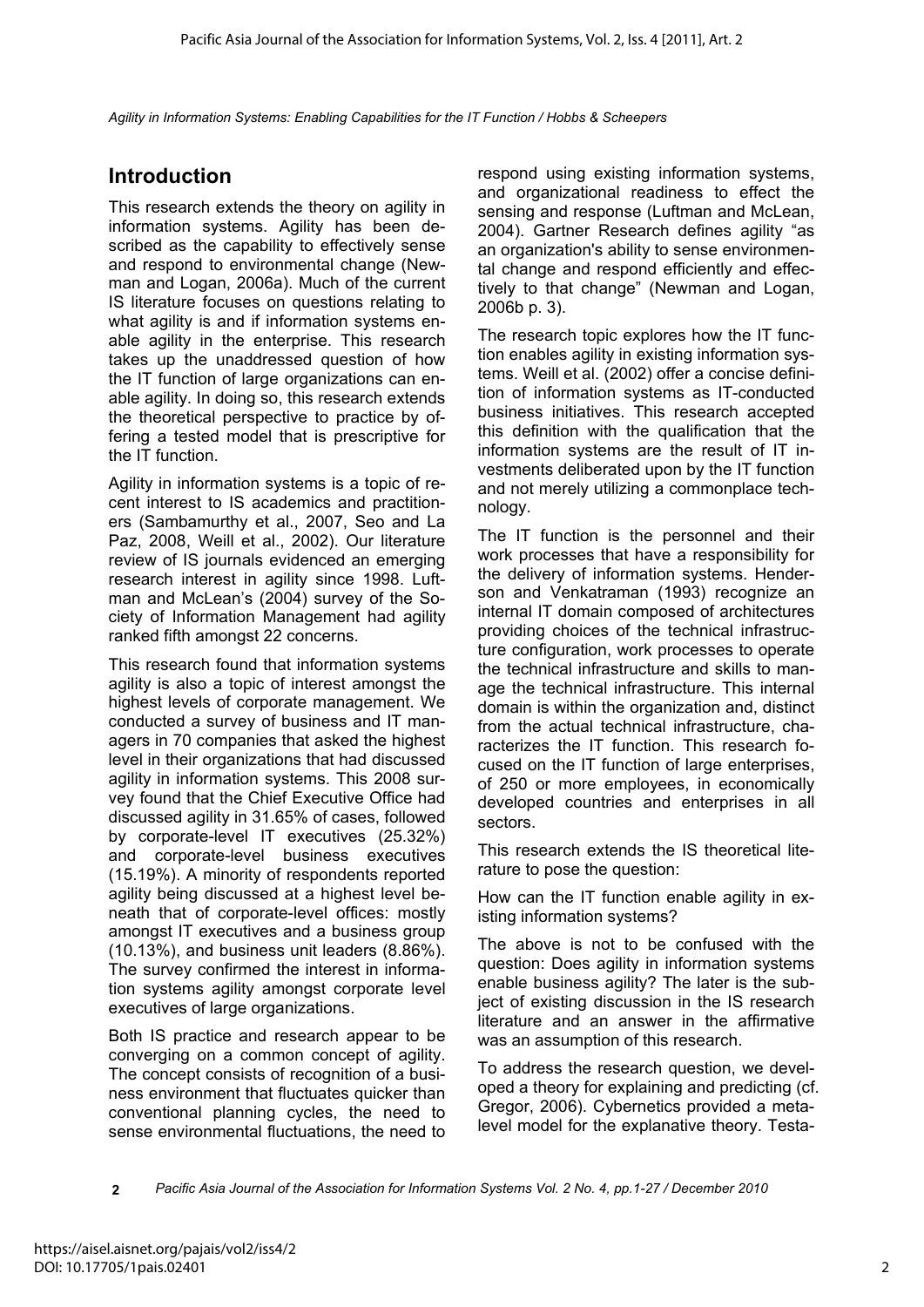## Introduction

This research extends the theory on agility in information systems. Agility has been described as the capability to effectively sense and respond to environmental change (Newman and Logan, 2006a). Much of the current IS literature focuses on questions relating to what agility is and if information systems enable agility in the enterprise. This research takes up the unaddressed question of how the IT function of large organizations can enable agility. In doing so, this research extends the theoretical perspective to practice by offering a tested model that is prescriptive for the IT function.

Agility in information systems is a topic of recent interest to IS academics and practitioners (Sambamurthy et al., 2007, Seo and La Paz, 2008, Weill et al., 2002). Our literature review of IS journals evidenced an emerging research interest in agility since 1998. Luftman and McLean's (2004) survey of the Society of Information Management had agility ranked fifth amongst 22 concerns.

This research found that information systems agility is also a topic of interest amongst the highest levels of corporate management. We conducted a survey of business and IT managers in 70 companies that asked the highest level in their organizations that had discussed agility in information systems. This 2008 survey found that the Chief Executive Office had discussed agility in 31.65% of cases, followed by corporate-level IT executives (25.32%) and corporate-level business executives (15.19%). A minority of respondents reported agility being discussed at a highest level beneath that of corporate-level offices: mostly amongst IT executives and a business group (10.13%), and business unit leaders (8.86%). The survey confirmed the interest in information systems agility amongst corporate level executives of large organizations.

Both IS practice and research appear to be converging on a common concept of agility. The concept consists of recognition of a business environment that fluctuates quicker than conventional planning cycles, the need to sense environmental fluctuations, the need to respond using existing information systems, and organizational readiness to effect the sensing and response (Luftman and McLean, 2004). Gartner Research defines agility "as an organization's ability to sense environmental change and respond efficiently and effectively to that change" (Newman and Logan, 2006b p. 3).

The research topic explores how the IT function enables agility in existing information systems. Weill et al. (2002) offer a concise definition of information systems as IT-conducted business initiatives. This research accepted this definition with the qualification that the information systems are the result of IT investments deliberated upon by the IT function and not merely utilizing a commonplace technology.

The IT function is the personnel and their work processes that have a responsibility for the delivery of information systems. Henderson and Venkatraman (1993) recognize an internal IT domain composed of architectures providing choices of the technical infrastructure configuration, work processes to operate the technical infrastructure and skills to manage the technical infrastructure. This internal domain is within the organization and, distinct from the actual technical infrastructure, characterizes the IT function. This research focused on the IT function of large enterprises, of 250 or more employees, in economically developed countries and enterprises in all sectors.

This research extends the IS theoretical literature to pose the question:

How can the IT function enable agility in existing information systems?

The above is not to be confused with the question: Does agility in information systems enable business agility? The later is the subject of existing discussion in the IS research literature and an answer in the affirmative was an assumption of this research.

To address the research question, we developed a theory for explaining and predicting (cf. Gregor, 2006). Cybernetics provided a meta-level model for the explanative theory. Testa-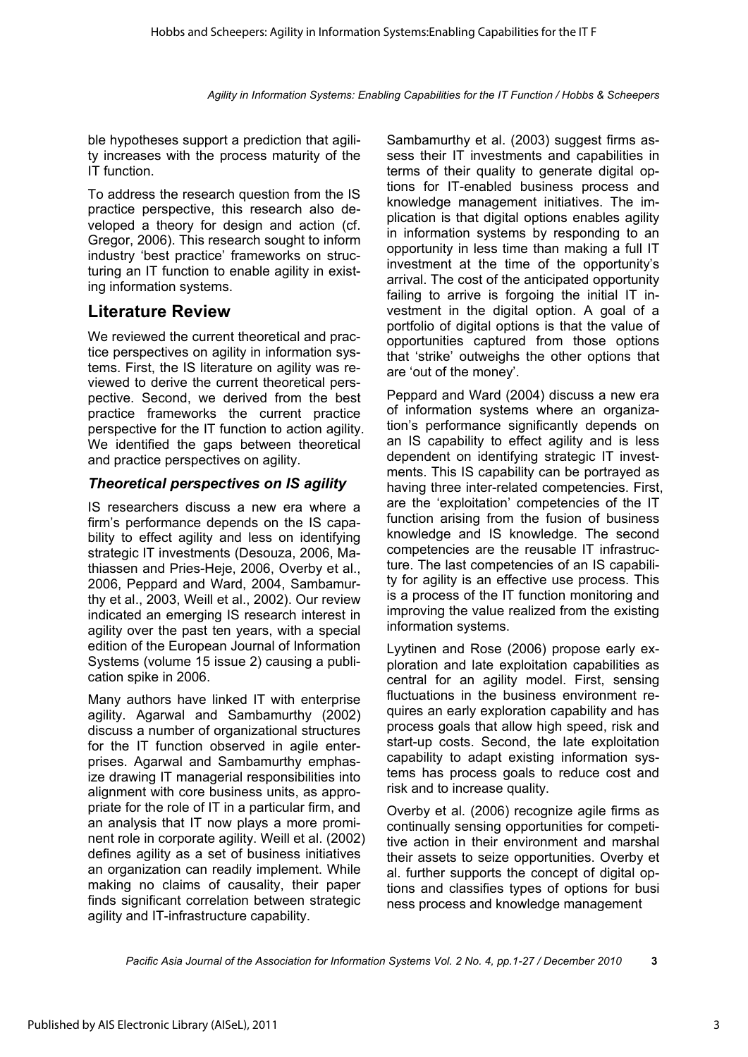ble hypotheses support a prediction that agility increases with the process maturity of the IT function.

To address the research question from the IS practice perspective, this research also developed a theory for design and action (cf. Gregor, 2006). This research sought to inform industry 'best practice' frameworks on structuring an IT function to enable agility in existing information systems.

## Literature Review

We reviewed the current theoretical and practice perspectives on agility in information systems. First, the IS literature on agility was reviewed to derive the current theoretical perspective. Second, we derived from the best practice frameworks the current practice perspective for the IT function to action agility. We identified the gaps between theoretical and practice perspectives on agility.

### *Theoretical perspectives on IS agility*

IS researchers discuss a new era where a firm's performance depends on the IS capability to effect agility and less on identifying strategic IT investments (Desouza, 2006, Mathiassen and Pries-Heje, 2006, Overby et al., 2006, Peppard and Ward, 2004, Sambamurthy et al., 2003, Weill et al., 2002). Our review indicated an emerging IS research interest in agility over the past ten years, with a special edition of the European Journal of Information Systems (volume 15 issue 2) causing a publication spike in 2006.

Many authors have linked IT with enterprise agility. Agarwal and Sambamurthy (2002) discuss a number of organizational structures for the IT function observed in agile enterprises. Agarwal and Sambamurthy emphasize drawing IT managerial responsibilities into alignment with core business units, as appropriate for the role of IT in a particular firm, and an analysis that IT now plays a more prominent role in corporate agility. Weill et al. (2002) defines agility as a set of business initiatives an organization can readily implement. While making no claims of causality, their paper finds significant correlation between strategic agility and IT-infrastructure capability.

Sambamurthy et al. (2003) suggest firms assess their IT investments and capabilities in terms of their quality to generate digital options for IT-enabled business process and knowledge management initiatives. The implication is that digital options enables agility in information systems by responding to an opportunity in less time than making a full IT investment at the time of the opportunity's arrival. The cost of the anticipated opportunity failing to arrive is forgoing the initial IT investment in the digital option. A goal of a portfolio of digital options is that the value of opportunities captured from those options that 'strike' outweighs the other options that are 'out of the money'.

Peppard and Ward (2004) discuss a new era of information systems where an organization's performance significantly depends on an IS capability to effect agility and is less dependent on identifying strategic IT investments. This IS capability can be portrayed as having three inter-related competencies. First, are the 'exploitation' competencies of the IT function arising from the fusion of business knowledge and IS knowledge. The second competencies are the reusable IT infrastructure. The last competencies of an IS capability for agility is an effective use process. This is a process of the IT function monitoring and improving the value realized from the existing information systems.

Lyytinen and Rose (2006) propose early exploration and late exploitation capabilities as central for an agility model. First, sensing fluctuations in the business environment requires an early exploration capability and has process goals that allow high speed, risk and start-up costs. Second, the late exploitation capability to adapt existing information systems has process goals to reduce cost and risk and to increase quality.

Overby et al. (2006) recognize agile firms as continually sensing opportunities for competitive action in their environment and marshal their assets to seize opportunities. Overby et al. further supports the concept of digital options and classifies types of options for business process and knowledge management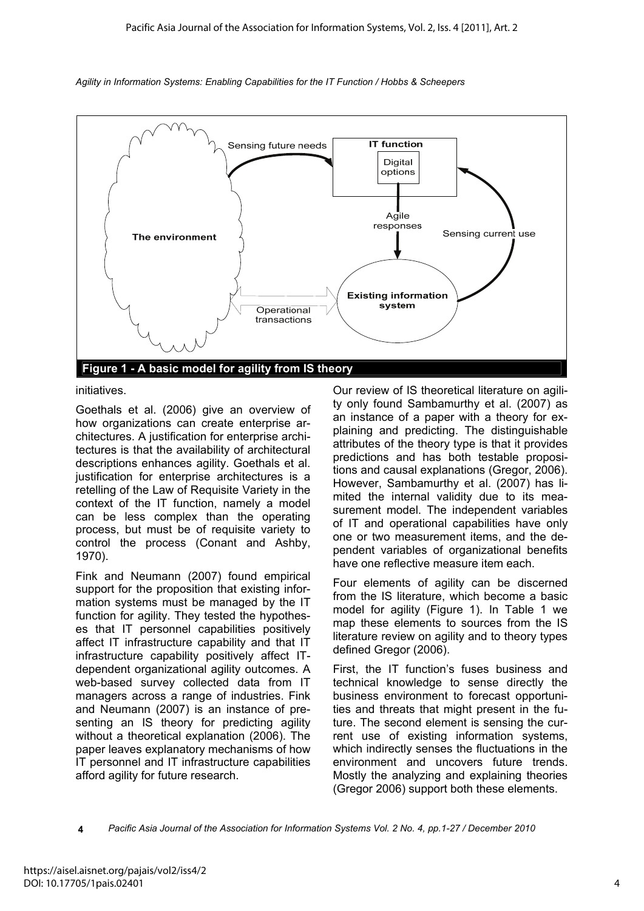Sensing future needs

IT function

Digital options

Agile responses

Sensing current use

The environment

Existing information system

Operational transactions

**Figure 1 - A basic model for agility from IS theory**

initiatives.

Goethals et al. (2006) give an overview of how organizations can create enterprise architectures. A justification for enterprise architectures is that the availability of architectural descriptions enhances agility. Goethals et al. justification for enterprise architectures is a retelling of the Law of Requisite Variety in the context of the IT function, namely a model can be less complex than the operating process, but must be of requisite variety to control the process (Conant and Ashby, 1970).

Fink and Neumann (2007) found empirical support for the proposition that existing information systems must be managed by the IT function for agility. They tested the hypotheses that IT personnel capabilities positively affect IT infrastructure capability and that IT infrastructure capability positively affect IT-dependent organizational agility outcomes. A web-based survey collected data from IT managers across a range of industries. Fink and Neumann (2007) is an instance of presenting an IS theory for predicting agility without a theoretical explanation (2006). The paper leaves explanatory mechanisms of how IT personnel and IT infrastructure capabilities afford agility for future research.

Our review of IS theoretical literature on agility only found Sambamurthy et al. (2007) as an instance of a paper with a theory for explaining and predicting. The distinguishable attributes of the theory type is that it provides predictions and has both testable propositions and causal explanations (Gregor, 2006). However, Sambamurthy et al. (2007) has limited the internal validity due to its measurement model. The independent variables of IT and operational capabilities have only one or two measurement items, and the dependent variables of organizational benefits have one reflective measure item each.

Four elements of agility can be discerned from the IS literature, which become a basic model for agility (Figure 1). In Table 1 we map these elements to sources from the IS literature review on agility and to theory types defined Gregor (2006).

First, the IT function's fuses business and technical knowledge to sense directly the business environment to forecast opportunities and threats that might present in the future. The second element is sensing the current use of existing information systems, which indirectly senses the fluctuations in the environment and uncovers future trends. Mostly the analyzing and explaining theories (Gregor 2006) support both these elements.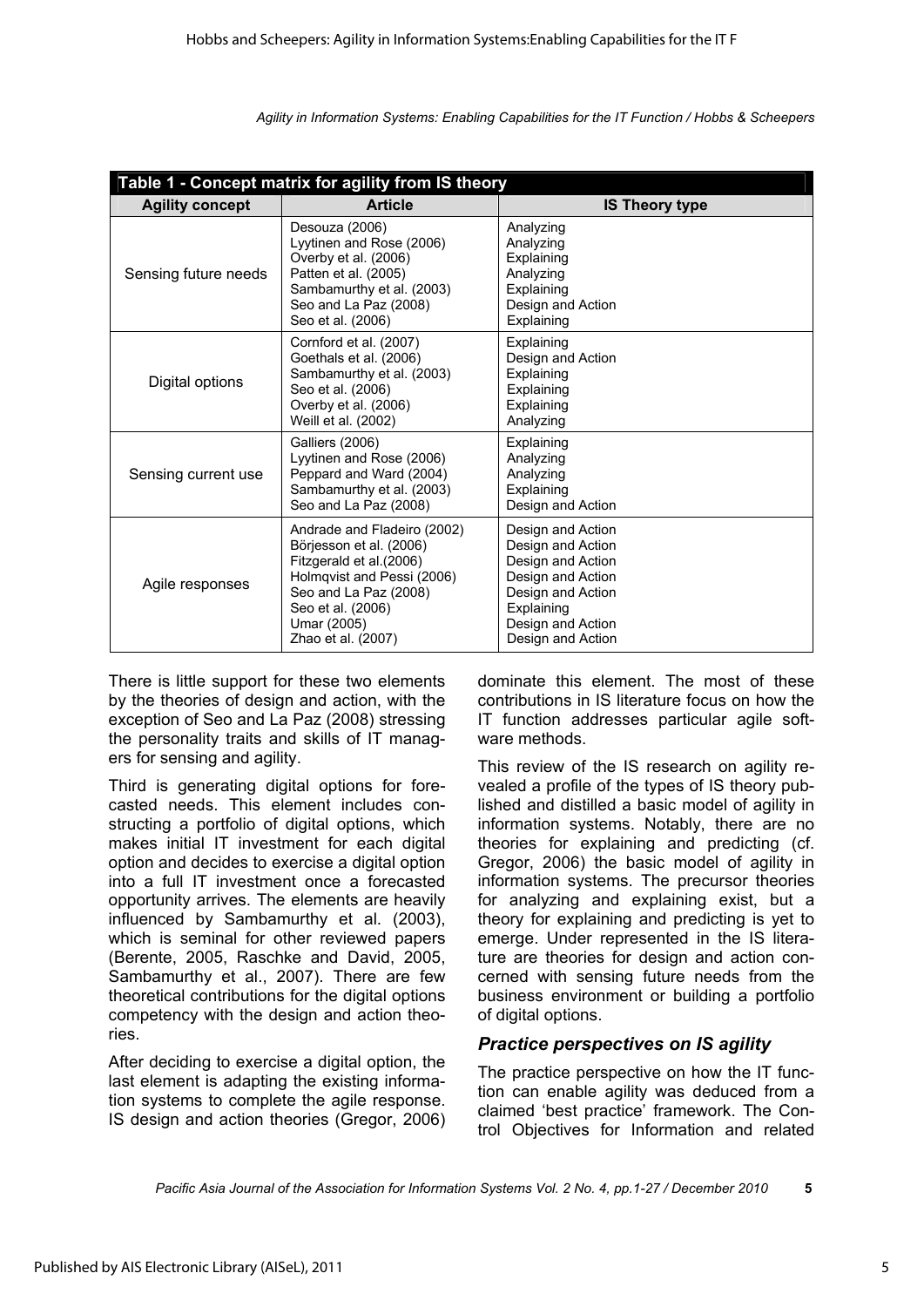**Table 1 - Concept matrix for agility from IS theory**

| Agility concept | Article | IS Theory type |
|---|---|---|
| Sensing future needs | Desouza (2006)<br>Lyytinen and Rose (2006)<br>Overby et al. (2006)<br>Patten et al. (2005)<br>Sambamurthy et al. (2003)<br>Seo and La Paz (2008)<br>Seo et al. (2006) | Analyzing<br>Analyzing<br>Explaining<br>Analyzing<br>Explaining<br>Design and Action<br>Explaining |
| Digital options | Cornford et al. (2007)<br>Goethals et al. (2006)<br>Sambamurthy et al. (2003)<br>Seo et al. (2006)<br>Overby et al. (2006)<br>Weill et al. (2002) | Explaining<br>Design and Action<br>Explaining<br>Explaining<br>Explaining<br>Analyzing |
| Sensing current use | Galliers (2006)<br>Lyytinen and Rose (2006)<br>Peppard and Ward (2004)<br>Sambamurthy et al. (2003)<br>Seo and La Paz (2008) | Explaining<br>Analyzing<br>Analyzing<br>Explaining<br>Design and Action |
| Agile responses | Andrade and Fladeiro (2002)<br>Börjesson et al. (2006)<br>Fitzgerald et al.(2006)<br>Holmqvist and Pessi (2006)<br>Seo and La Paz (2008)<br>Seo et al. (2006)<br>Umar (2005)<br>Zhao et al. (2007) | Design and Action<br>Design and Action<br>Design and Action<br>Design and Action<br>Design and Action<br>Explaining<br>Design and Action<br>Design and Action |

There is little support for these two elements by the theories of design and action, with the exception of Seo and La Paz (2008) stressing the personality traits and skills of IT managers for sensing and agility.

Third is generating digital options for forecasted needs. This element includes constructing a portfolio of digital options, which makes initial IT investment for each digital option and decides to exercise a digital option into a full IT investment once a forecasted opportunity arrives. The elements are heavily influenced by Sambamurthy et al. (2003), which is seminal for other reviewed papers (Berente, 2005, Raschke and David, 2005, Sambamurthy et al., 2007). There are few theoretical contributions for the digital options competency with the design and action theories.

After deciding to exercise a digital option, the last element is adapting the existing information systems to complete the agile response. IS design and action theories (Gregor, 2006) dominate this element. The most of these contributions in IS literature focus on how the IT function addresses particular agile software methods.

This review of the IS research on agility revealed a profile of the types of IS theory published and distilled a basic model of agility in information systems. Notably, there are no theories for explaining and predicting (cf. Gregor, 2006) the basic model of agility in information systems. The precursor theories for analyzing and explaining exist, but a theory for explaining and predicting is yet to emerge. Under represented in the IS literature are theories for design and action concerned with sensing future needs from the business environment or building a portfolio of digital options.

### *Practice perspectives on IS agility*

The practice perspective on how the IT function can enable agility was deduced from a claimed 'best practice' framework. The Control Objectives for Information and related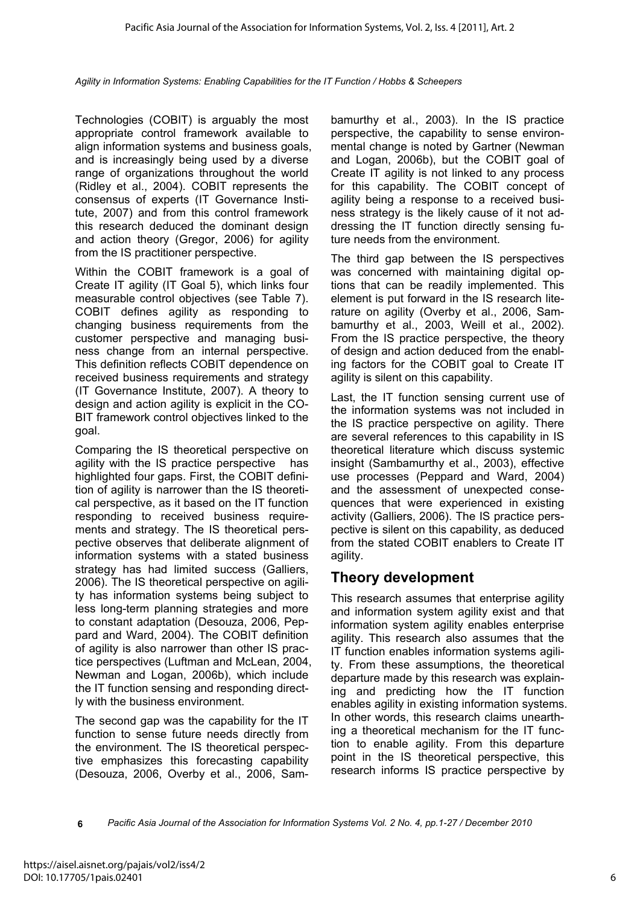Technologies (COBIT) is arguably the most appropriate control framework available to align information systems and business goals, and is increasingly being used by a diverse range of organizations throughout the world (Ridley et al., 2004). COBIT represents the consensus of experts (IT Governance Institute, 2007) and from this control framework this research deduced the dominant design and action theory (Gregor, 2006) for agility from the IS practitioner perspective.

Within the COBIT framework is a goal of Create IT agility (IT Goal 5), which links four measurable control objectives (see Table 7). COBIT defines agility as responding to changing business requirements from the customer perspective and managing business change from an internal perspective. This definition reflects COBIT dependence on received business requirements and strategy (IT Governance Institute, 2007). A theory to design and action agility is explicit in the COBIT framework control objectives linked to the goal.

Comparing the IS theoretical perspective on agility with the IS practice perspective has highlighted four gaps. First, the COBIT definition of agility is narrower than the IS theoretical perspective, as it based on the IT function responding to received business requirements and strategy. The IS theoretical perspective observes that deliberate alignment of information systems with a stated business strategy has had limited success (Galliers, 2006). The IS theoretical perspective on agility has information systems being subject to less long-term planning strategies and more to constant adaptation (Desouza, 2006, Peppard and Ward, 2004). The COBIT definition of agility is also narrower than other IS practice perspectives (Luftman and McLean, 2004, Newman and Logan, 2006b), which include the IT function sensing and responding directly with the business environment.

The second gap was the capability for the IT function to sense future needs directly from the environment. The IS theoretical perspective emphasizes this forecasting capability (Desouza, 2006, Overby et al., 2006, Sambamurthy et al., 2003). In the IS practice perspective, the capability to sense environmental change is noted by Gartner (Newman and Logan, 2006b), but the COBIT goal of Create IT agility is not linked to any process for this capability. The COBIT concept of agility being a response to a received business strategy is the likely cause of it not addressing the IT function directly sensing future needs from the environment.

The third gap between the IS perspectives was concerned with maintaining digital options that can be readily implemented. This element is put forward in the IS research literature on agility (Overby et al., 2006, Sambamurthy et al., 2003, Weill et al., 2002). From the IS practice perspective, the theory of design and action deduced from the enabling factors for the COBIT goal to Create IT agility is silent on this capability.

Last, the IT function sensing current use of the information systems was not included in the IS practice perspective on agility. There are several references to this capability in IS theoretical literature which discuss systemic insight (Sambamurthy et al., 2003), effective use processes (Peppard and Ward, 2004) and the assessment of unexpected consequences that were experienced in existing activity (Galliers, 2006). The IS practice perspective is silent on this capability, as deduced from the stated COBIT enablers to Create IT agility.

## Theory development

This research assumes that enterprise agility and information system agility exist and that information system agility enables enterprise agility. This research also assumes that the IT function enables information systems agility. From these assumptions, the theoretical departure made by this research was explaining and predicting how the IT function enables agility in existing information systems. In other words, this research claims unearthing a theoretical mechanism for the IT function to enable agility. From this departure point in the IS theoretical perspective, this research informs IS practice perspective by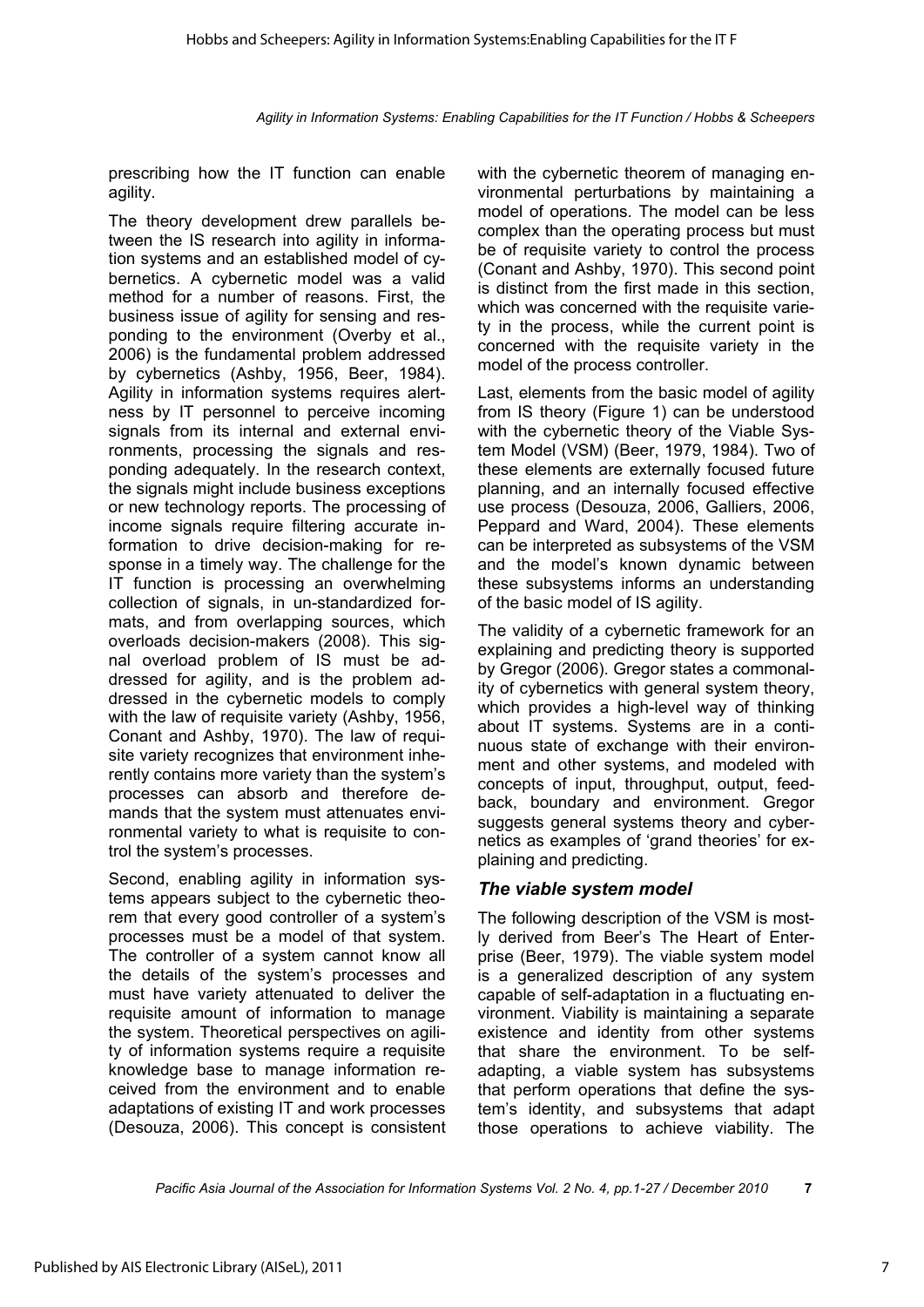prescribing how the IT function can enable agility.

The theory development drew parallels between the IS research into agility in information systems and an established model of cybernetics. A cybernetic model was a valid method for a number of reasons. First, the business issue of agility for sensing and responding to the environment (Overby et al., 2006) is the fundamental problem addressed by cybernetics (Ashby, 1956, Beer, 1984). Agility in information systems requires alertness by IT personnel to perceive incoming signals from its internal and external environments, processing the signals and responding adequately. In the research context, the signals might include business exceptions or new technology reports. The processing of income signals require filtering accurate information to drive decision-making for response in a timely way. The challenge for the IT function is processing an overwhelming collection of signals, in un-standardized formats, and from overlapping sources, which overloads decision-makers (2008). This signal overload problem of IS must be addressed for agility, and is the problem addressed in the cybernetic models to comply with the law of requisite variety (Ashby, 1956, Conant and Ashby, 1970). The law of requisite variety recognizes that environment inherently contains more variety than the system's processes can absorb and therefore demands that the system must attenuates environmental variety to what is requisite to control the system's processes.

Second, enabling agility in information systems appears subject to the cybernetic theorem that every good controller of a system's processes must be a model of that system. The controller of a system cannot know all the details of the system's processes and must have variety attenuated to deliver the requisite amount of information to manage the system. Theoretical perspectives on agility of information systems require a requisite knowledge base to manage information received from the environment and to enable adaptations of existing IT and work processes (Desouza, 2006). This concept is consistent with the cybernetic theorem of managing environmental perturbations by maintaining a model of operations. The model can be less complex than the operating process but must be of requisite variety to control the process (Conant and Ashby, 1970). This second point is distinct from the first made in this section, which was concerned with the requisite variety in the process, while the current point is concerned with the requisite variety in the model of the process controller.

Last, elements from the basic model of agility from IS theory (Figure 1) can be understood with the cybernetic theory of the Viable System Model (VSM) (Beer, 1979, 1984). Two of these elements are externally focused future planning, and an internally focused effective use process (Desouza, 2006, Galliers, 2006, Peppard and Ward, 2004). These elements can be interpreted as subsystems of the VSM and the model's known dynamic between these subsystems informs an understanding of the basic model of IS agility.

The validity of a cybernetic framework for an explaining and predicting theory is supported by Gregor (2006). Gregor states a commonality of cybernetics with general system theory, which provides a high-level way of thinking about IT systems. Systems are in a continuous state of exchange with their environment and other systems, and modeled with concepts of input, throughput, output, feedback, boundary and environment. Gregor suggests general systems theory and cybernetics as examples of 'grand theories' for explaining and predicting.

### *The viable system model*

The following description of the VSM is mostly derived from Beer's The Heart of Enterprise (Beer, 1979). The viable system model is a generalized description of any system capable of self-adaptation in a fluctuating environment. Viability is maintaining a separate existence and identity from other systems that share the environment. To be self-adapting, a viable system has subsystems that perform operations that define the system's identity, and subsystems that adapt those operations to achieve viability. The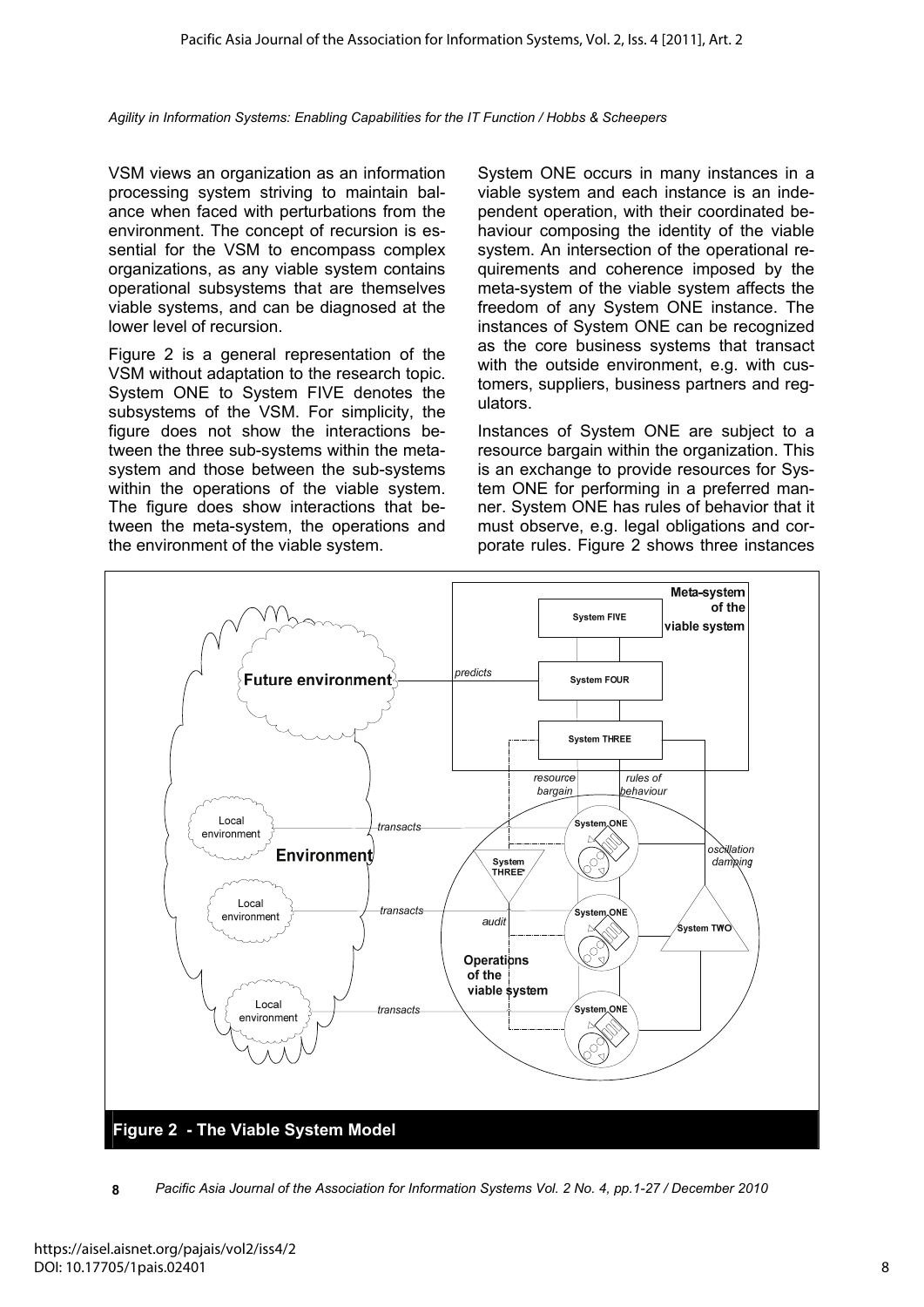VSM views an organization as an information processing system striving to maintain balance when faced with perturbations from the environment. The concept of recursion is essential for the VSM to encompass complex organizations, as any viable system contains operational subsystems that are themselves viable systems, and can be diagnosed at the lower level of recursion.

Figure 2 is a general representation of the VSM without adaptation to the research topic. System ONE to System FIVE denotes the subsystems of the VSM. For simplicity, the figure does not show the interactions between the three sub-systems within the meta-system and those between the sub-systems within the operations of the viable system. The figure does show interactions that between the meta-system, the operations and the environment of the viable system.

System ONE occurs in many instances in a viable system and each instance is an independent operation, with their coordinated behaviour composing the identity of the viable system. An intersection of the operational requirements and coherence imposed by the meta-system of the viable system affects the freedom of any System ONE instance. The instances of System ONE can be recognized as the core business systems that transact with the outside environment, e.g. with customers, suppliers, business partners and regulators.

Instances of System ONE are subject to a resource bargain within the organization. This is an exchange to provide resources for System ONE for performing in a preferred manner. System ONE has rules of behavior that it must observe, e.g. legal obligations and corporate rules. Figure 2 shows three instances

Meta-system of the viable system
System FIVE
System FOUR
System THREE
Future environment
predicts
resource bargain
rules of behaviour
Local environment
transacts
Environment
System ONE
System THREE*
oscillation damping
audit
System TWO
Operations of the viable system

**Figure 2 - The Viable System Model**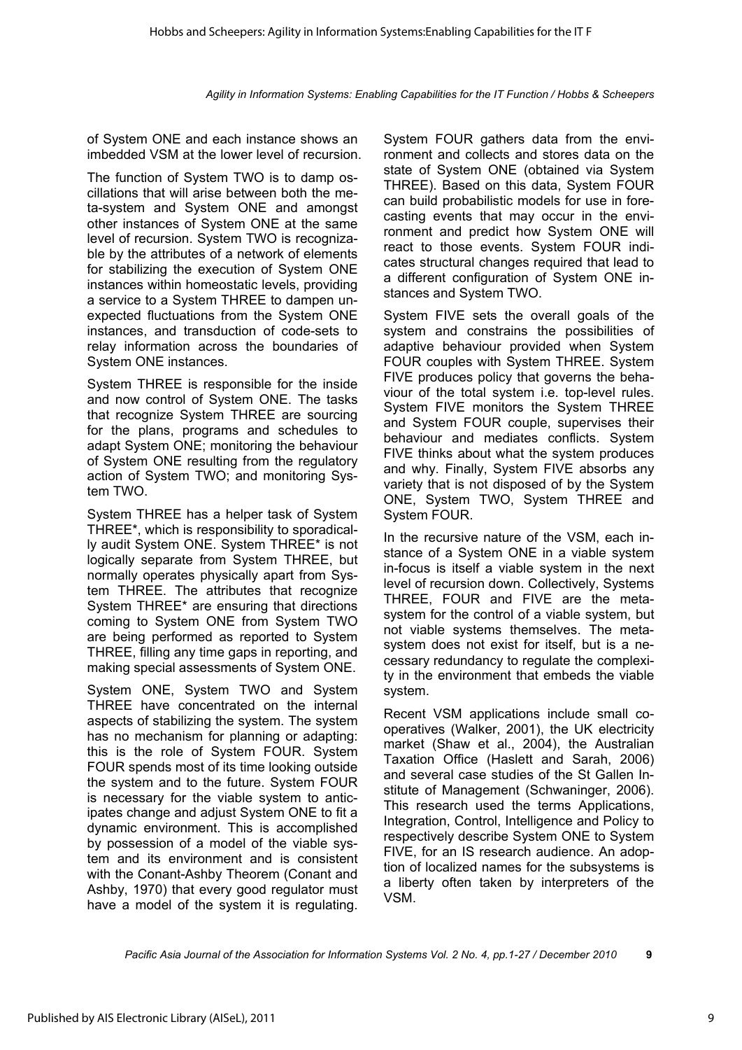of System ONE and each instance shows an imbedded VSM at the lower level of recursion.

The function of System TWO is to damp oscillations that will arise between both the meta-system and System ONE and amongst other instances of System ONE at the same level of recursion. System TWO is recognizable by the attributes of a network of elements for stabilizing the execution of System ONE instances within homeostatic levels, providing a service to a System THREE to dampen unexpected fluctuations from the System ONE instances, and transduction of code-sets to relay information across the boundaries of System ONE instances.

System THREE is responsible for the inside and now control of System ONE. The tasks that recognize System THREE are sourcing for the plans, programs and schedules to adapt System ONE; monitoring the behaviour of System ONE resulting from the regulatory action of System TWO; and monitoring System TWO.

System THREE has a helper task of System THREE*, which is responsibility to sporadically audit System ONE. System THREE* is not logically separate from System THREE, but normally operates physically apart from System THREE. The attributes that recognize System THREE* are ensuring that directions coming to System ONE from System TWO are being performed as reported to System THREE, filling any time gaps in reporting, and making special assessments of System ONE.

System ONE, System TWO and System THREE have concentrated on the internal aspects of stabilizing the system. The system has no mechanism for planning or adapting: this is the role of System FOUR. System FOUR spends most of its time looking outside the system and to the future. System FOUR is necessary for the viable system to anticipates change and adjust System ONE to fit a dynamic environment. This is accomplished by possession of a model of the viable system and its environment and is consistent with the Conant-Ashby Theorem (Conant and Ashby, 1970) that every good regulator must have a model of the system it is regulating. System FOUR gathers data from the environment and collects and stores data on the state of System ONE (obtained via System THREE). Based on this data, System FOUR can build probabilistic models for use in forecasting events that may occur in the environment and predict how System ONE will react to those events. System FOUR indicates structural changes required that lead to a different configuration of System ONE instances and System TWO.

System FIVE sets the overall goals of the system and constrains the possibilities of adaptive behaviour provided when System FOUR couples with System THREE. System FIVE produces policy that governs the behaviour of the total system i.e. top-level rules. System FIVE monitors the System THREE and System FOUR couple, supervises their behaviour and mediates conflicts. System FIVE thinks about what the system produces and why. Finally, System FIVE absorbs any variety that is not disposed of by the System ONE, System TWO, System THREE and System FOUR.

In the recursive nature of the VSM, each instance of a System ONE in a viable system in-focus is itself a viable system in the next level of recursion down. Collectively, Systems THREE, FOUR and FIVE are the meta-system for the control of a viable system, but not viable systems themselves. The meta-system does not exist for itself, but is a necessary redundancy to regulate the complexity in the environment that embeds the viable system.

Recent VSM applications include small co-operatives (Walker, 2001), the UK electricity market (Shaw et al., 2004), the Australian Taxation Office (Haslett and Sarah, 2006) and several case studies of the St Gallen Institute of Management (Schwaninger, 2006). This research used the terms Applications, Integration, Control, Intelligence and Policy to respectively describe System ONE to System FIVE, for an IS research audience. An adoption of localized names for the subsystems is a liberty often taken by interpreters of the VSM.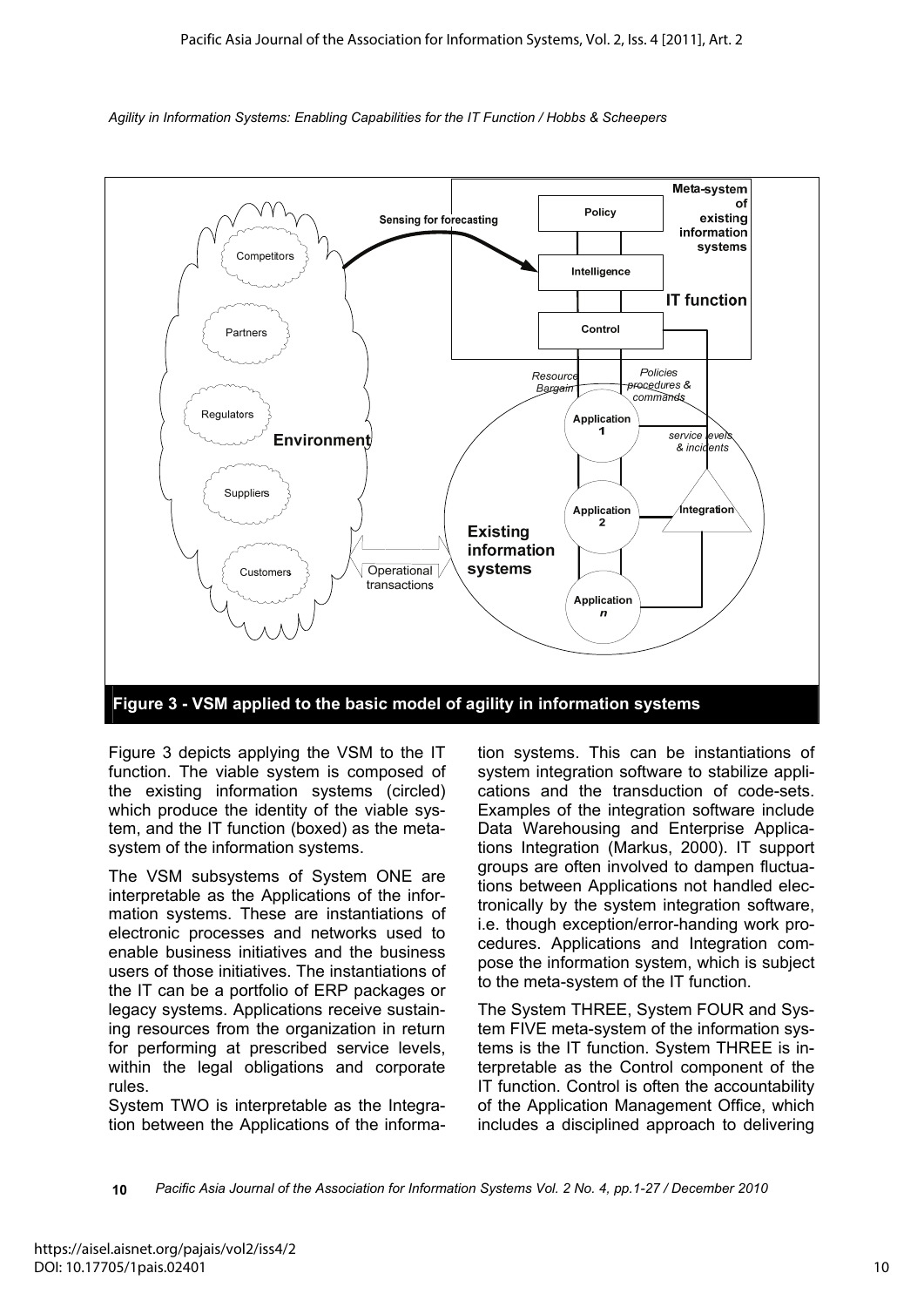Meta-system of existing information systems

Policy

Sensing for forecasting

Intelligence

IT function

Competitors

Partners

Control

Resource Bargain

Policies procedures & commands

Regulators

Application 1

Environment

service levels & incidents

Suppliers

Application 2

Integration

Existing information systems

Customers

Operational transactions

Application *n*

**Figure 3 - VSM applied to the basic model of agility in information systems**

Figure 3 depicts applying the VSM to the IT function. The viable system is composed of the existing information systems (circled) which produce the identity of the viable system, and the IT function (boxed) as the meta-system of the information systems.

The VSM subsystems of System ONE are interpretable as the Applications of the information systems. These are instantiations of electronic processes and networks used to enable business initiatives and the business users of those initiatives. The instantiations of the IT can be a portfolio of ERP packages or legacy systems. Applications receive sustaining resources from the organization in return for performing at prescribed service levels, within the legal obligations and corporate rules.

System TWO is interpretable as the Integration between the Applications of the information systems. This can be instantiations of system integration software to stabilize applications and the transduction of code-sets. Examples of the integration software include Data Warehousing and Enterprise Applications Integration (Markus, 2000). IT support groups are often involved to dampen fluctuations between Applications not handled electronically by the system integration software, i.e. though exception/error-handing work procedures. Applications and Integration compose the information system, which is subject to the meta-system of the IT function.

The System THREE, System FOUR and System FIVE meta-system of the information systems is the IT function. System THREE is interpretable as the Control component of the IT function. Control is often the accountability of the Application Management Office, which includes a disciplined approach to delivering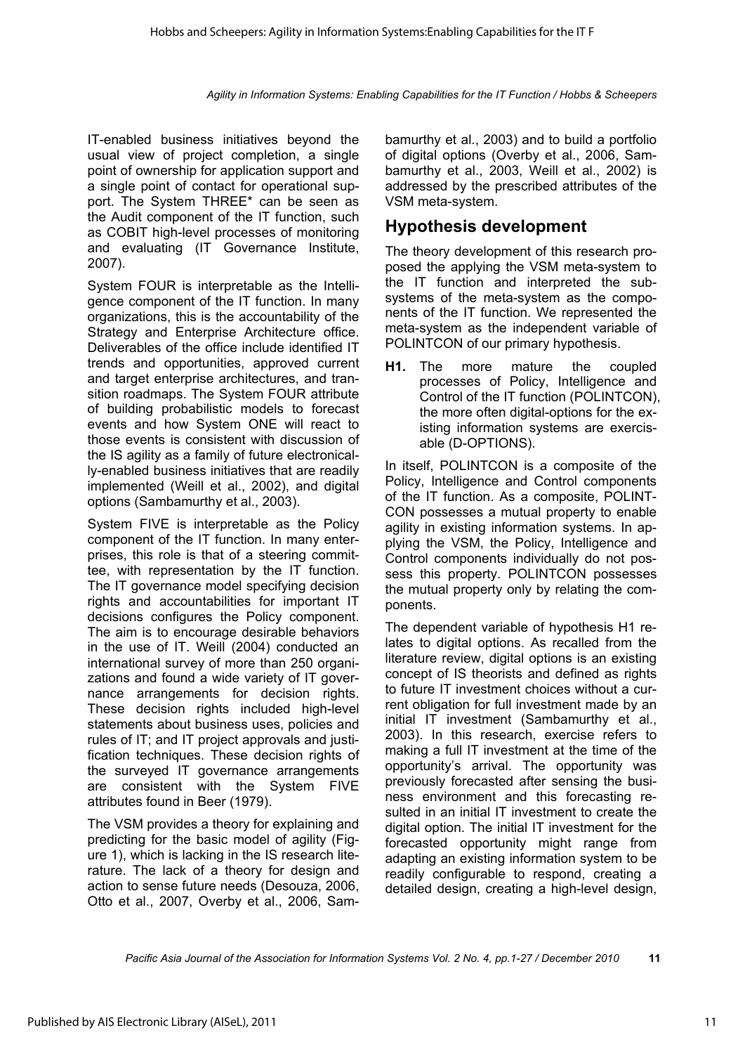IT-enabled business initiatives beyond the usual view of project completion, a single point of ownership for application support and a single point of contact for operational support. The System THREE* can be seen as the Audit component of the IT function, such as COBIT high-level processes of monitoring and evaluating (IT Governance Institute, 2007).

System FOUR is interpretable as the Intelligence component of the IT function. In many organizations, this is the accountability of the Strategy and Enterprise Architecture office. Deliverables of the office include identified IT trends and opportunities, approved current and target enterprise architectures, and transition roadmaps. The System FOUR attribute of building probabilistic models to forecast events and how System ONE will react to those events is consistent with discussion of the IS agility as a family of future electronically-enabled business initiatives that are readily implemented (Weill et al., 2002), and digital options (Sambamurthy et al., 2003).

System FIVE is interpretable as the Policy component of the IT function. In many enterprises, this role is that of a steering committee, with representation by the IT function. The IT governance model specifying decision rights and accountabilities for important IT decisions configures the Policy component. The aim is to encourage desirable behaviors in the use of IT. Weill (2004) conducted an international survey of more than 250 organizations and found a wide variety of IT governance arrangements for decision rights. These decision rights included high-level statements about business uses, policies and rules of IT; and IT project approvals and justification techniques. These decision rights of the surveyed IT governance arrangements are consistent with the System FIVE attributes found in Beer (1979).

The VSM provides a theory for explaining and predicting for the basic model of agility (Figure 1), which is lacking in the IS research literature. The lack of a theory for design and action to sense future needs (Desouza, 2006, Otto et al., 2007, Overby et al., 2006, Sambamurthy et al., 2003) and to build a portfolio of digital options (Overby et al., 2006, Sambamurthy et al., 2003, Weill et al., 2002) is addressed by the prescribed attributes of the VSM meta-system.

## Hypothesis development

The theory development of this research proposed the applying the VSM meta-system to the IT function and interpreted the subsystems of the meta-system as the components of the IT function. We represented the meta-system as the independent variable of POLINTCON of our primary hypothesis.

**H1.** The more mature the coupled processes of Policy, Intelligence and Control of the IT function (POLINTCON), the more often digital-options for the existing information systems are exercisable (D-OPTIONS).

In itself, POLINTCON is a composite of the Policy, Intelligence and Control components of the IT function. As a composite, POLINTCON possesses a mutual property to enable agility in existing information systems. In applying the VSM, the Policy, Intelligence and Control components individually do not possess this property. POLINTCON possesses the mutual property only by relating the components.

The dependent variable of hypothesis H1 relates to digital options. As recalled from the literature review, digital options is an existing concept of IS theorists and defined as rights to future IT investment choices without a current obligation for full investment made by an initial IT investment (Sambamurthy et al., 2003). In this research, exercise refers to making a full IT investment at the time of the opportunity's arrival. The opportunity was previously forecasted after sensing the business environment and this forecasting resulted in an initial IT investment to create the digital option. The initial IT investment for the forecasted opportunity might range from adapting an existing information system to be readily configurable to respond, creating a detailed design, creating a high-level design,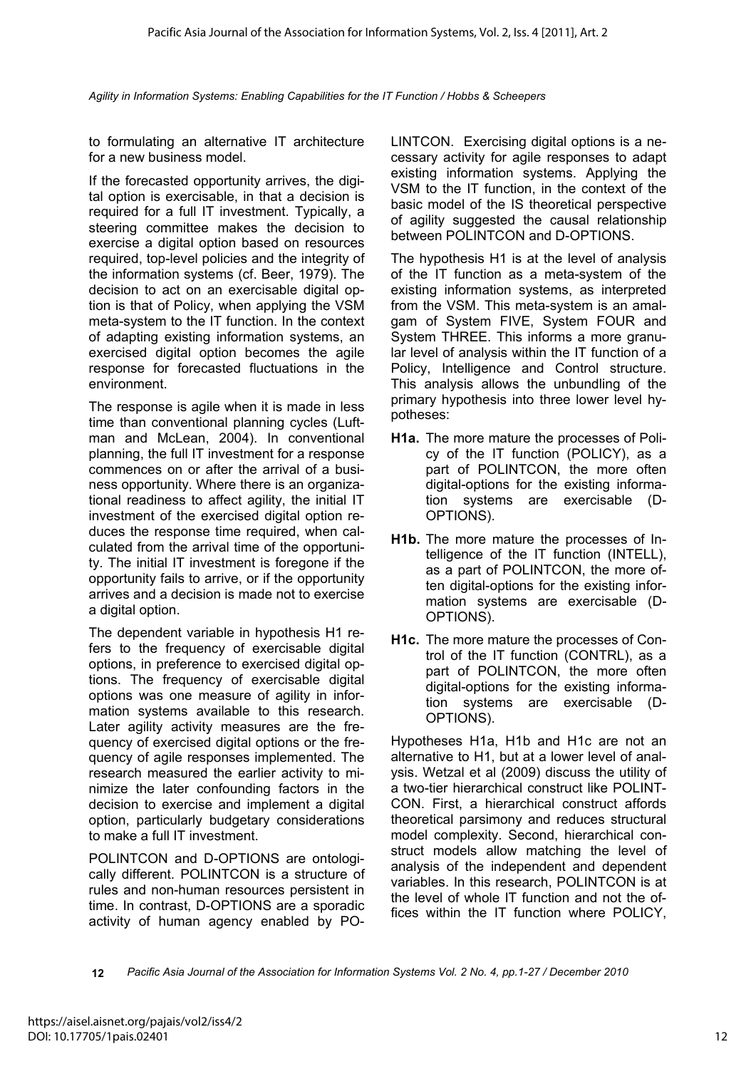to formulating an alternative IT architecture for a new business model.

If the forecasted opportunity arrives, the digital option is exercisable, in that a decision is required for a full IT investment. Typically, a steering committee makes the decision to exercise a digital option based on resources required, top-level policies and the integrity of the information systems (cf. Beer, 1979). The decision to act on an exercisable digital option is that of Policy, when applying the VSM meta-system to the IT function. In the context of adapting existing information systems, an exercised digital option becomes the agile response for forecasted fluctuations in the environment.

The response is agile when it is made in less time than conventional planning cycles (Luftman and McLean, 2004). In conventional planning, the full IT investment for a response commences on or after the arrival of a business opportunity. Where there is an organizational readiness to affect agility, the initial IT investment of the exercised digital option reduces the response time required, when calculated from the arrival time of the opportunity. The initial IT investment is foregone if the opportunity fails to arrive, or if the opportunity arrives and a decision is made not to exercise a digital option.

The dependent variable in hypothesis H1 refers to the frequency of exercisable digital options, in preference to exercised digital options. The frequency of exercisable digital options was one measure of agility in information systems available to this research. Later agility activity measures are the frequency of exercised digital options or the frequency of agile responses implemented. The research measured the earlier activity to minimize the later confounding factors in the decision to exercise and implement a digital option, particularly budgetary considerations to make a full IT investment.

POLINTCON and D-OPTIONS are ontologically different. POLINTCON is a structure of rules and non-human resources persistent in time. In contrast, D-OPTIONS are a sporadic activity of human agency enabled by POLINTCON. Exercising digital options is a necessary activity for agile responses to adapt existing information systems. Applying the VSM to the IT function, in the context of the basic model of the IS theoretical perspective of agility suggested the causal relationship between POLINTCON and D-OPTIONS.

The hypothesis H1 is at the level of analysis of the IT function as a meta-system of the existing information systems, as interpreted from the VSM. This meta-system is an amalgam of System FIVE, System FOUR and System THREE. This informs a more granular level of analysis within the IT function of a Policy, Intelligence and Control structure. This analysis allows the unbundling of the primary hypothesis into three lower level hypotheses:

- **H1a.** The more mature the processes of Policy of the IT function (POLICY), as a part of POLINTCON, the more often digital-options for the existing information systems are exercisable (D-OPTIONS).
- **H1b.** The more mature the processes of Intelligence of the IT function (INTELL), as a part of POLINTCON, the more often digital-options for the existing information systems are exercisable (D-OPTIONS).
- **H1c.** The more mature the processes of Control of the IT function (CONTRL), as a part of POLINTCON, the more often digital-options for the existing information systems are exercisable (D-OPTIONS).

Hypotheses H1a, H1b and H1c are not an alternative to H1, but at a lower level of analysis. Wetzal et al (2009) discuss the utility of a two-tier hierarchical construct like POLINTCON. First, a hierarchical construct affords theoretical parsimony and reduces structural model complexity. Second, hierarchical construct models allow matching the level of analysis of the independent and dependent variables. In this research, POLINTCON is at the level of whole IT function and not the offices within the IT function where POLICY,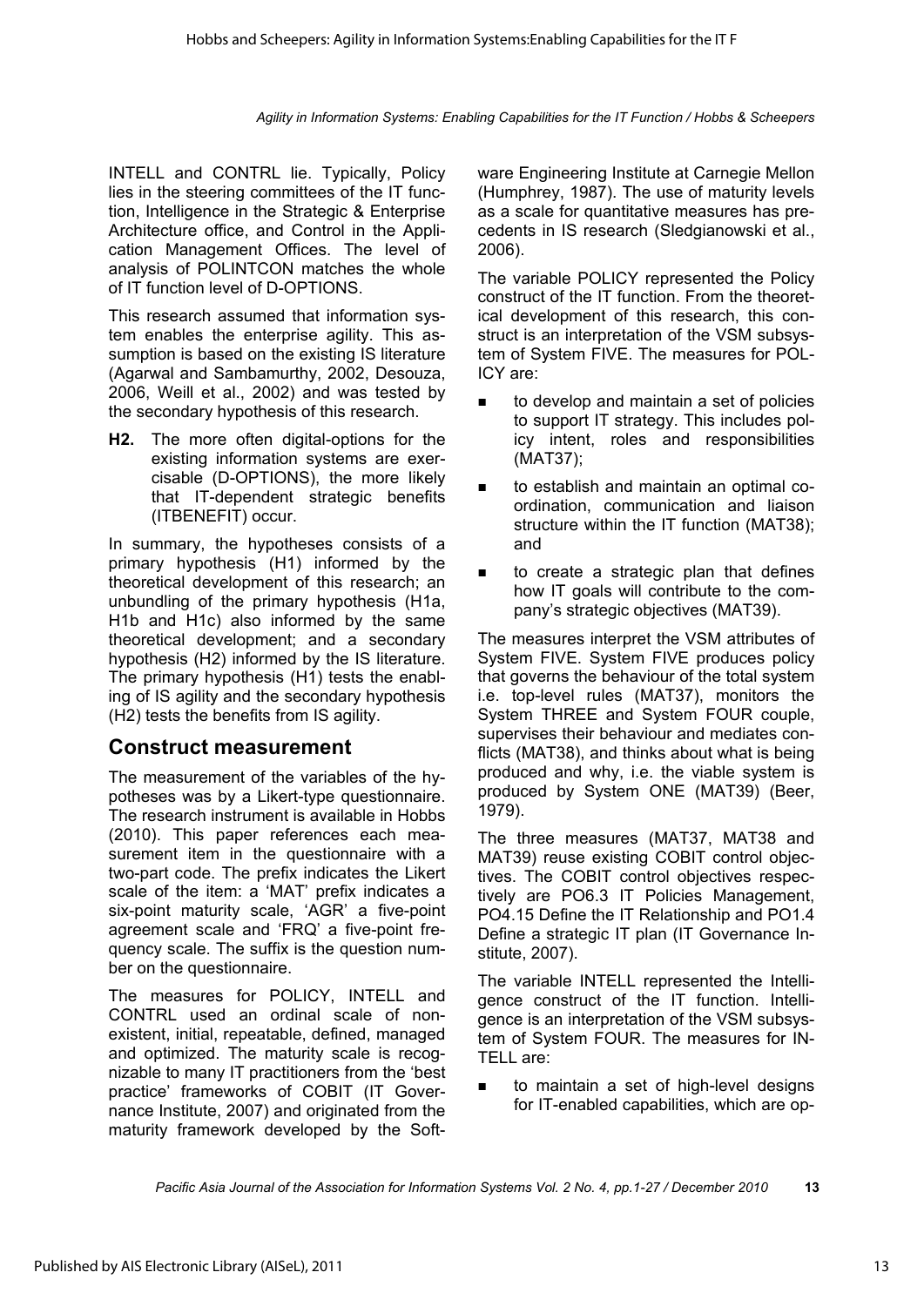INTELL and CONTRL lie. Typically, Policy lies in the steering committees of the IT function, Intelligence in the Strategic & Enterprise Architecture office, and Control in the Application Management Offices. The level of analysis of POLINTCON matches the whole of IT function level of D-OPTIONS.

This research assumed that information system enables the enterprise agility. This assumption is based on the existing IS literature (Agarwal and Sambamurthy, 2002, Desouza, 2006, Weill et al., 2002) and was tested by the secondary hypothesis of this research.

**H2.** The more often digital-options for the existing information systems are exercisable (D-OPTIONS), the more likely that IT-dependent strategic benefits (ITBENEFIT) occur.

In summary, the hypotheses consists of a primary hypothesis (H1) informed by the theoretical development of this research; an unbundling of the primary hypothesis (H1a, H1b and H1c) also informed by the same theoretical development; and a secondary hypothesis (H2) informed by the IS literature. The primary hypothesis (H1) tests the enabling of IS agility and the secondary hypothesis (H2) tests the benefits from IS agility.

## Construct measurement

The measurement of the variables of the hypotheses was by a Likert-type questionnaire. The research instrument is available in Hobbs (2010). This paper references each measurement item in the questionnaire with a two-part code. The prefix indicates the Likert scale of the item: a 'MAT' prefix indicates a six-point maturity scale, 'AGR' a five-point agreement scale and 'FRQ' a five-point frequency scale. The suffix is the question number on the questionnaire.

The measures for POLICY, INTELL and CONTRL used an ordinal scale of non-existent, initial, repeatable, defined, managed and optimized. The maturity scale is recognizable to many IT practitioners from the 'best practice' frameworks of COBIT (IT Governance Institute, 2007) and originated from the maturity framework developed by the Software Engineering Institute at Carnegie Mellon (Humphrey, 1987). The use of maturity levels as a scale for quantitative measures has precedents in IS research (Sledgianowski et al., 2006).

The variable POLICY represented the Policy construct of the IT function. From the theoretical development of this research, this construct is an interpretation of the VSM subsystem of System FIVE. The measures for POLICY are:

- to develop and maintain a set of policies to support IT strategy. This includes policy intent, roles and responsibilities (MAT37);
- to establish and maintain an optimal coordination, communication and liaison structure within the IT function (MAT38); and
- to create a strategic plan that defines how IT goals will contribute to the company's strategic objectives (MAT39).

The measures interpret the VSM attributes of System FIVE. System FIVE produces policy that governs the behaviour of the total system i.e. top-level rules (MAT37), monitors the System THREE and System FOUR couple, supervises their behaviour and mediates conflicts (MAT38), and thinks about what is being produced and why, i.e. the viable system is produced by System ONE (MAT39) (Beer, 1979).

The three measures (MAT37, MAT38 and MAT39) reuse existing COBIT control objectives. The COBIT control objectives respectively are PO6.3 IT Policies Management, PO4.15 Define the IT Relationship and PO1.4 Define a strategic IT plan (IT Governance Institute, 2007).

The variable INTELL represented the Intelligence construct of the IT function. Intelligence is an interpretation of the VSM subsystem of System FOUR. The measures for INTELL are:

- to maintain a set of high-level designs for IT-enabled capabilities, which are op-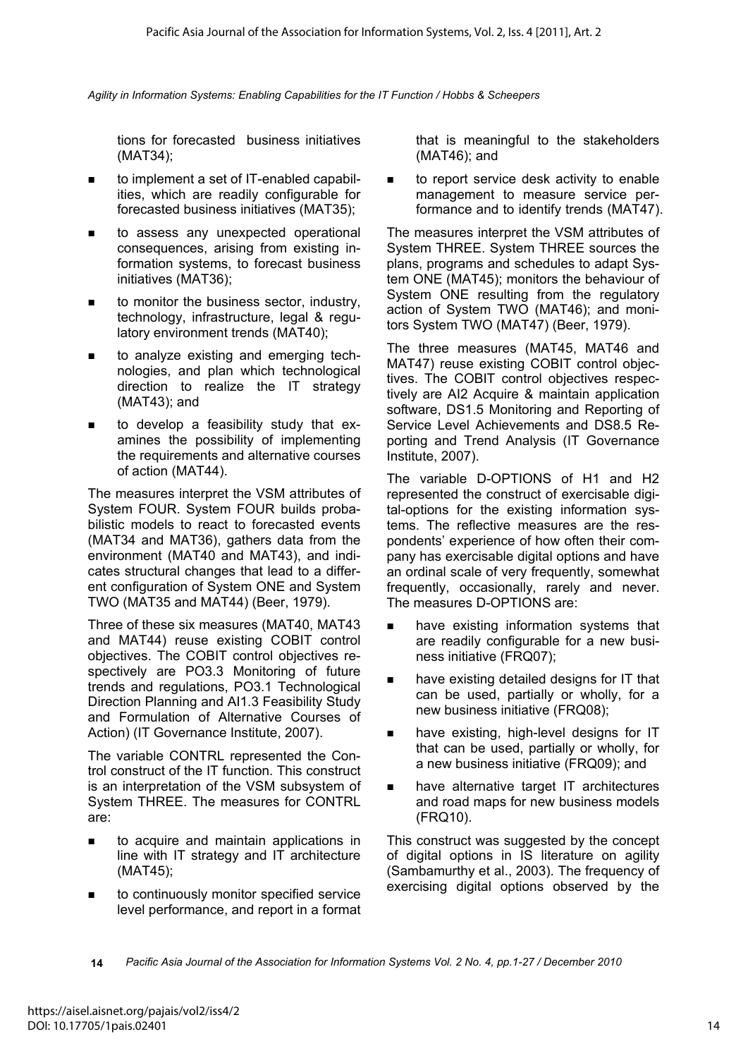tions for forecasted business initiatives (MAT34);

- to implement a set of IT-enabled capabilities, which are readily configurable for forecasted business initiatives (MAT35);
- to assess any unexpected operational consequences, arising from existing information systems, to forecast business initiatives (MAT36);
- to monitor the business sector, industry, technology, infrastructure, legal & regulatory environment trends (MAT40);
- to analyze existing and emerging technologies, and plan which technological direction to realize the IT strategy (MAT43); and
- to develop a feasibility study that examines the possibility of implementing the requirements and alternative courses of action (MAT44).

The measures interpret the VSM attributes of System FOUR. System FOUR builds probabilistic models to react to forecasted events (MAT34 and MAT36), gathers data from the environment (MAT40 and MAT43), and indicates structural changes that lead to a different configuration of System ONE and System TWO (MAT35 and MAT44) (Beer, 1979).

Three of these six measures (MAT40, MAT43 and MAT44) reuse existing COBIT control objectives. The COBIT control objectives respectively are PO3.3 Monitoring of future trends and regulations, PO3.1 Technological Direction Planning and AI1.3 Feasibility Study and Formulation of Alternative Courses of Action) (IT Governance Institute, 2007).

The variable CONTRL represented the Control construct of the IT function. This construct is an interpretation of the VSM subsystem of System THREE. The measures for CONTRL are:

- to acquire and maintain applications in line with IT strategy and IT architecture (MAT45);
- to continuously monitor specified service level performance, and report in a format that is meaningful to the stakeholders (MAT46); and
- to report service desk activity to enable management to measure service performance and to identify trends (MAT47).

The measures interpret the VSM attributes of System THREE. System THREE sources the plans, programs and schedules to adapt System ONE (MAT45); monitors the behaviour of System ONE resulting from the regulatory action of System TWO (MAT46); and monitors System TWO (MAT47) (Beer, 1979).

The three measures (MAT45, MAT46 and MAT47) reuse existing COBIT control objectives. The COBIT control objectives respectively are AI2 Acquire & maintain application software, DS1.5 Monitoring and Reporting of Service Level Achievements and DS8.5 Reporting and Trend Analysis (IT Governance Institute, 2007).

The variable D-OPTIONS of H1 and H2 represented the construct of exercisable digital-options for the existing information systems. The reflective measures are the respondents' experience of how often their company has exercisable digital options and have an ordinal scale of very frequently, somewhat frequently, occasionally, rarely and never. The measures D-OPTIONS are:

- have existing information systems that are readily configurable for a new business initiative (FRQ07);
- have existing detailed designs for IT that can be used, partially or wholly, for a new business initiative (FRQ08);
- have existing, high-level designs for IT that can be used, partially or wholly, for a new business initiative (FRQ09); and
- have alternative target IT architectures and road maps for new business models (FRQ10).

This construct was suggested by the concept of digital options in IS literature on agility (Sambamurthy et al., 2003). The frequency of exercising digital options observed by the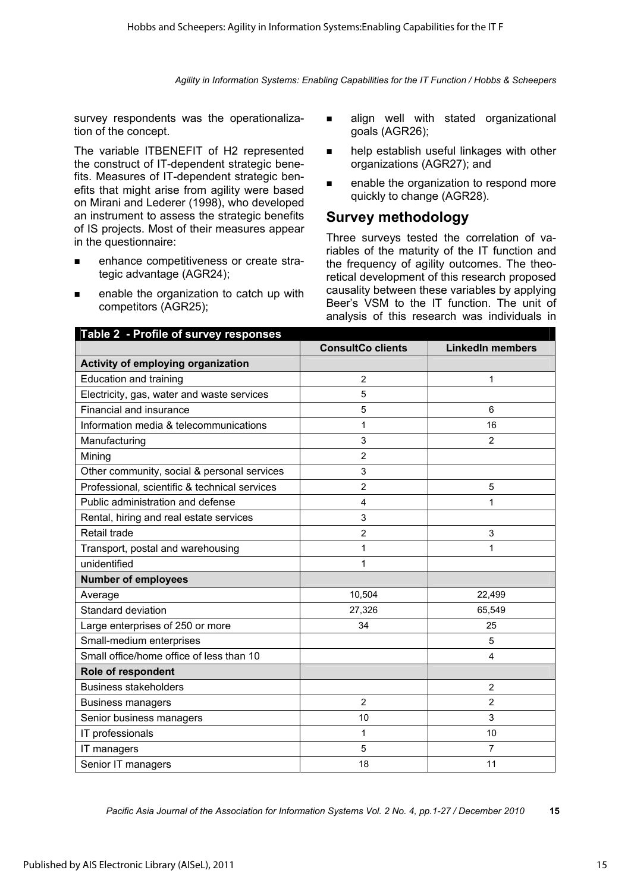survey respondents was the operationalization of the concept.

The variable ITBENEFIT of H2 represented the construct of IT-dependent strategic benefits. Measures of IT-dependent strategic benefits that might arise from agility were based on Mirani and Lederer (1998), who developed an instrument to assess the strategic benefits of IS projects. Most of their measures appear in the questionnaire:

- enhance competitiveness or create strategic advantage (AGR24);
- enable the organization to catch up with competitors (AGR25);
- align well with stated organizational goals (AGR26);
- help establish useful linkages with other organizations (AGR27); and
- enable the organization to respond more quickly to change (AGR28).

## Survey methodology

Three surveys tested the correlation of variables of the maturity of the IT function and the frequency of agility outcomes. The theoretical development of this research proposed causality between these variables by applying Beer's VSM to the IT function. The unit of analysis of this research was individuals in

**Table 2 - Profile of survey responses**

| | ConsultCo clients | LinkedIn members |
|---|---|---|
| **Activity of employing organization** | | |
| Education and training | 2 | 1 |
| Electricity, gas, water and waste services | 5 | |
| Financial and insurance | 5 | 6 |
| Information media & telecommunications | 1 | 16 |
| Manufacturing | 3 | 2 |
| Mining | 2 | |
| Other community, social & personal services | 3 | |
| Professional, scientific & technical services | 2 | 5 |
| Public administration and defense | 4 | 1 |
| Rental, hiring and real estate services | 3 | |
| Retail trade | 2 | 3 |
| Transport, postal and warehousing | 1 | 1 |
| unidentified | 1 | |
| **Number of employees** | | |
| Average | 10,504 | 22,499 |
| Standard deviation | 27,326 | 65,549 |
| Large enterprises of 250 or more | 34 | 25 |
| Small-medium enterprises | | 5 |
| Small office/home office of less than 10 | | 4 |
| **Role of respondent** | | |
| Business stakeholders | | 2 |
| Business managers | 2 | 2 |
| Senior business managers | 10 | 3 |
| IT professionals | 1 | 10 |
| IT managers | 5 | 7 |
| Senior IT managers | 18 | 11 |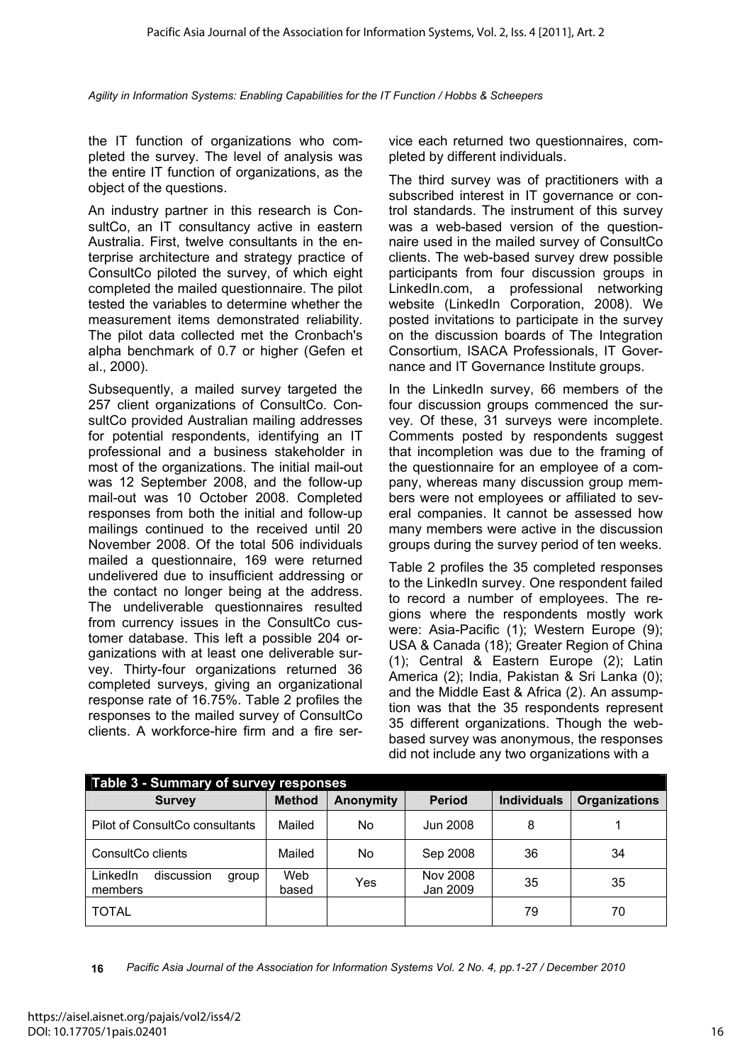the IT function of organizations who completed the survey. The level of analysis was the entire IT function of organizations, as the object of the questions.

An industry partner in this research is ConsultCo, an IT consultancy active in eastern Australia. First, twelve consultants in the enterprise architecture and strategy practice of ConsultCo piloted the survey, of which eight completed the mailed questionnaire. The pilot tested the variables to determine whether the measurement items demonstrated reliability. The pilot data collected met the Cronbach's alpha benchmark of 0.7 or higher (Gefen et al., 2000).

Subsequently, a mailed survey targeted the 257 client organizations of ConsultCo. ConsultCo provided Australian mailing addresses for potential respondents, identifying an IT professional and a business stakeholder in most of the organizations. The initial mail-out was 12 September 2008, and the follow-up mail-out was 10 October 2008. Completed responses from both the initial and follow-up mailings continued to the received until 20 November 2008. Of the total 506 individuals mailed a questionnaire, 169 were returned undelivered due to insufficient addressing or the contact no longer being at the address. The undeliverable questionnaires resulted from currency issues in the ConsultCo customer database. This left a possible 204 organizations with at least one deliverable survey. Thirty-four organizations returned 36 completed surveys, giving an organizational response rate of 16.75%. Table 2 profiles the responses to the mailed survey of ConsultCo clients. A workforce-hire firm and a fire service each returned two questionnaires, completed by different individuals.

The third survey was of practitioners with a subscribed interest in IT governance or control standards. The instrument of this survey was a web-based version of the questionnaire used in the mailed survey of ConsultCo clients. The web-based survey drew possible participants from four discussion groups in LinkedIn.com, a professional networking website (LinkedIn Corporation, 2008). We posted invitations to participate in the survey on the discussion boards of The Integration Consortium, ISACA Professionals, IT Governance and IT Governance Institute groups.

In the LinkedIn survey, 66 members of the four discussion groups commenced the survey. Of these, 31 surveys were incomplete. Comments posted by respondents suggest that incompletion was due to the framing of the questionnaire for an employee of a company, whereas many discussion group members were not employees or affiliated to several companies. It cannot be assessed how many members were active in the discussion groups during the survey period of ten weeks.

Table 2 profiles the 35 completed responses to the LinkedIn survey. One respondent failed to record a number of employees. The regions where the respondents mostly work were: Asia-Pacific (1); Western Europe (9); USA & Canada (18); Greater Region of China (1); Central & Eastern Europe (2); Latin America (2); India, Pakistan & Sri Lanka (0); and the Middle East & Africa (2). An assumption was that the 35 respondents represent 35 different organizations. Though the web-based survey was anonymous, the responses did not include any two organizations with a

**Table 3 - Summary of survey responses**

| Survey | Method | Anonymity | Period | Individuals | Organizations |
|---|---|---|---|---|---|
| Pilot of ConsultCo consultants | Mailed | No | Jun 2008 | 8 | 1 |
| ConsultCo clients | Mailed | No | Sep 2008 | 36 | 34 |
| LinkedIn discussion group members | Web based | Yes | Nov 2008 Jan 2009 | 35 | 35 |
| TOTAL | | | | 79 | 70 |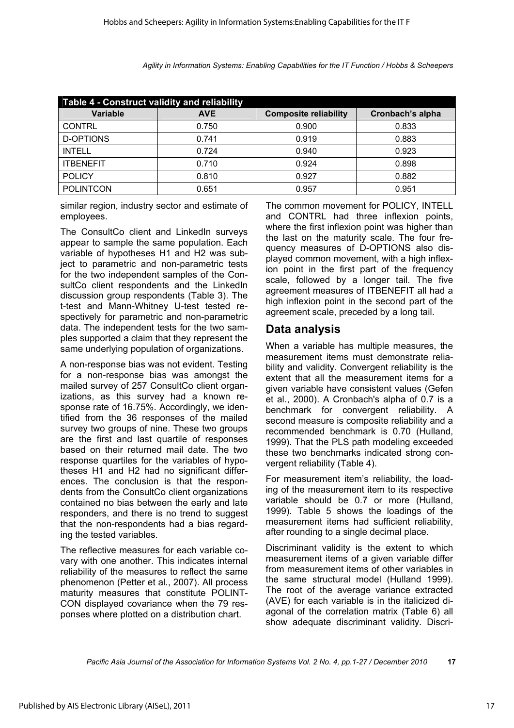**Table 4 - Construct validity and reliability**

| Variable | AVE | Composite reliability | Cronbach's alpha |
|---|---|---|---|
| CONTRL | 0.750 | 0.900 | 0.833 |
| D-OPTIONS | 0.741 | 0.919 | 0.883 |
| INTELL | 0.724 | 0.940 | 0.923 |
| ITBENEFIT | 0.710 | 0.924 | 0.898 |
| POLICY | 0.810 | 0.927 | 0.882 |
| POLINTCON | 0.651 | 0.957 | 0.951 |

similar region, industry sector and estimate of employees.

The ConsultCo client and LinkedIn surveys appear to sample the same population. Each variable of hypotheses H1 and H2 was subject to parametric and non-parametric tests for the two independent samples of the ConsultCo client respondents and the LinkedIn discussion group respondents (Table 3). The t-test and Mann-Whitney U-test tested respectively for parametric and non-parametric data. The independent tests for the two samples supported a claim that they represent the same underlying population of organizations.

A non-response bias was not evident. Testing for a non-response bias was amongst the mailed survey of 257 ConsultCo client organizations, as this survey had a known response rate of 16.75%. Accordingly, we identified from the 36 responses of the mailed survey two groups of nine. These two groups are the first and last quartile of responses based on their returned mail date. The two response quartiles for the variables of hypotheses H1 and H2 had no significant differences. The conclusion is that the respondents from the ConsultCo client organizations contained no bias between the early and late responders, and there is no trend to suggest that the non-respondents had a bias regarding the tested variables.

The reflective measures for each variable covary with one another. This indicates internal reliability of the measures to reflect the same phenomenon (Petter et al., 2007). All process maturity measures that constitute POLINTCON displayed covariance when the 79 responses where plotted on a distribution chart.

The common movement for POLICY, INTELL and CONTRL had three inflexion points, where the first inflexion point was higher than the last on the maturity scale. The four frequency measures of D-OPTIONS also displayed common movement, with a high inflexion point in the first part of the frequency scale, followed by a longer tail. The five agreement measures of ITBENEFIT all had a high inflexion point in the second part of the agreement scale, preceded by a long tail.

## Data analysis

When a variable has multiple measures, the measurement items must demonstrate reliability and validity. Convergent reliability is the extent that all the measurement items for a given variable have consistent values (Gefen et al., 2000). A Cronbach's alpha of 0.7 is a benchmark for convergent reliability. A second measure is composite reliability and a recommended benchmark is 0.70 (Hulland, 1999). That the PLS path modeling exceeded these two benchmarks indicated strong convergent reliability (Table 4).

For measurement item's reliability, the loading of the measurement item to its respective variable should be 0.7 or more (Hulland, 1999). Table 5 shows the loadings of the measurement items had sufficient reliability, after rounding to a single decimal place.

Discriminant validity is the extent to which measurement items of a given variable differ from measurement items of other variables in the same structural model (Hulland 1999). The root of the average variance extracted (AVE) for each variable is in the italicized diagonal of the correlation matrix (Table 6) all show adequate discriminant validity. Discri-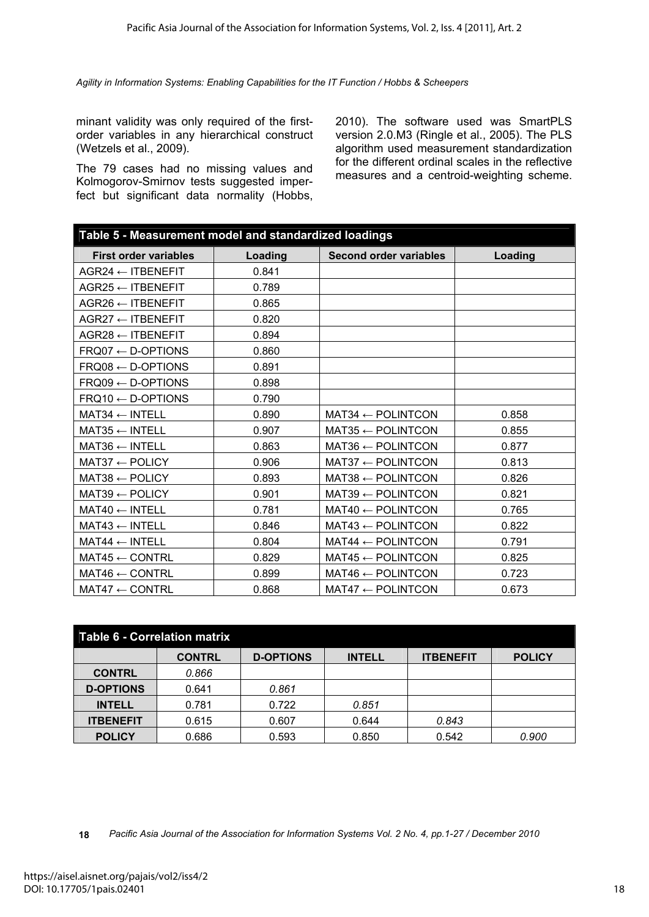minant validity was only required of the first-order variables in any hierarchical construct (Wetzels et al., 2009).

The 79 cases had no missing values and Kolmogorov-Smirnov tests suggested imperfect but significant data normality (Hobbs, 2010). The software used was SmartPLS version 2.0.M3 (Ringle et al., 2005). The PLS algorithm used measurement standardization for the different ordinal scales in the reflective measures and a centroid-weighting scheme.

**Table 5 - Measurement model and standardized loadings**

| First order variables | Loading | Second order variables | Loading |
|---|---|---|---|
| AGR24 ← ITBENEFIT | 0.841 | | |
| AGR25 ← ITBENEFIT | 0.789 | | |
| AGR26 ← ITBENEFIT | 0.865 | | |
| AGR27 ← ITBENEFIT | 0.820 | | |
| AGR28 ← ITBENEFIT | 0.894 | | |
| FRQ07 ← D-OPTIONS | 0.860 | | |
| FRQ08 ← D-OPTIONS | 0.891 | | |
| FRQ09 ← D-OPTIONS | 0.898 | | |
| FRQ10 ← D-OPTIONS | 0.790 | | |
| MAT34 ← INTELL | 0.890 | MAT34 ← POLINTCON | 0.858 |
| MAT35 ← INTELL | 0.907 | MAT35 ← POLINTCON | 0.855 |
| MAT36 ← INTELL | 0.863 | MAT36 ← POLINTCON | 0.877 |
| MAT37 ← POLICY | 0.906 | MAT37 ← POLINTCON | 0.813 |
| MAT38 ← POLICY | 0.893 | MAT38 ← POLINTCON | 0.826 |
| MAT39 ← POLICY | 0.901 | MAT39 ← POLINTCON | 0.821 |
| MAT40 ← INTELL | 0.781 | MAT40 ← POLINTCON | 0.765 |
| MAT43 ← INTELL | 0.846 | MAT43 ← POLINTCON | 0.822 |
| MAT44 ← INTELL | 0.804 | MAT44 ← POLINTCON | 0.791 |
| MAT45 ← CONTRL | 0.829 | MAT45 ← POLINTCON | 0.825 |
| MAT46 ← CONTRL | 0.899 | MAT46 ← POLINTCON | 0.723 |
| MAT47 ← CONTRL | 0.868 | MAT47 ← POLINTCON | 0.673 |

**Table 6 - Correlation matrix**

| | CONTRL | D-OPTIONS | INTELL | ITBENEFIT | POLICY |
|---|---|---|---|---|---|
| **CONTRL** | *0.866* | | | | |
| **D-OPTIONS** | 0.641 | *0.861* | | | |
| **INTELL** | 0.781 | 0.722 | *0.851* | | |
| **ITBENEFIT** | 0.615 | 0.607 | 0.644 | *0.843* | |
| **POLICY** | 0.686 | 0.593 | 0.850 | 0.542 | *0.900* |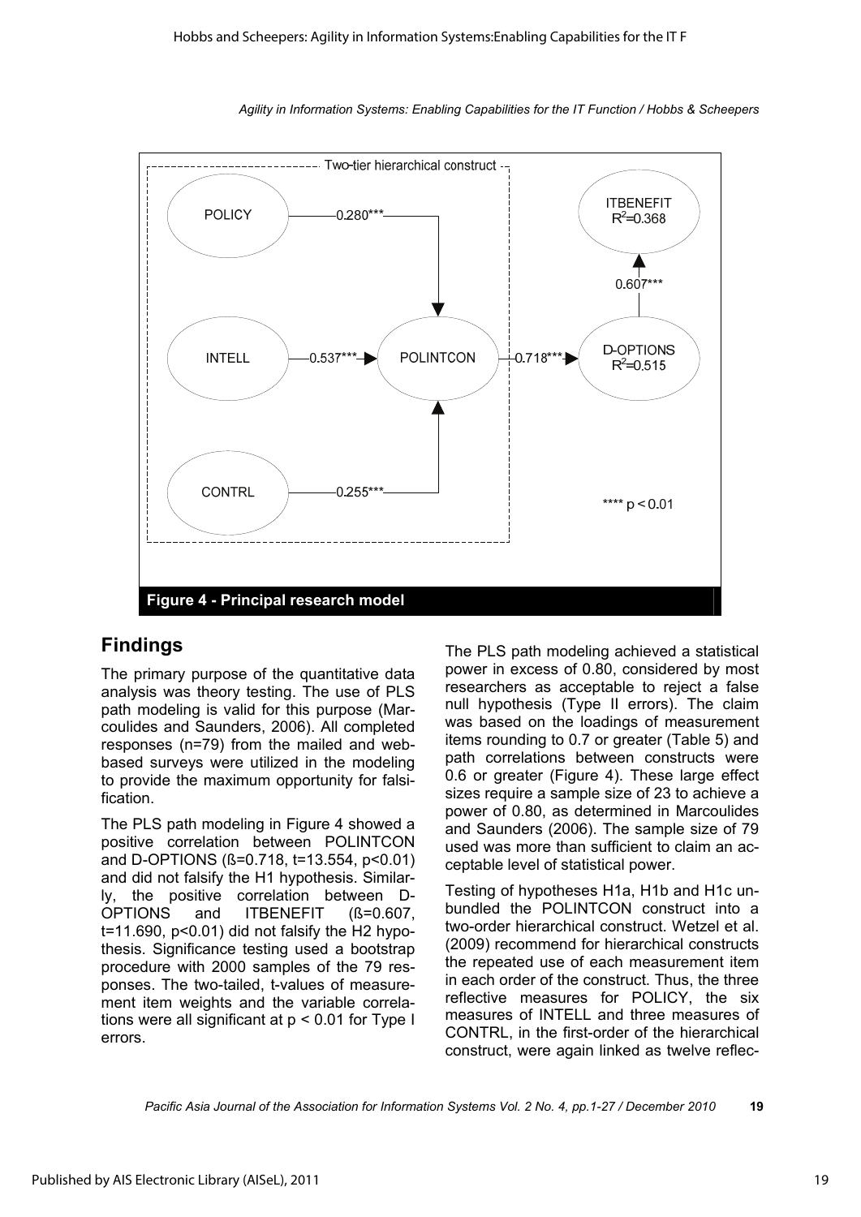Two-tier hierarchical construct

POLICY

0.280***

INTELL

0.537***

POLINTCON

0.718***

D-OPTIONS
$R^2$=0.515

0.607***

ITBENEFIT
$R^2$=0.368

CONTRL

0.255***

**** $p < 0.01$

**Figure 4 - Principal research model**

## Findings

The primary purpose of the quantitative data analysis was theory testing. The use of PLS path modeling is valid for this purpose (Marcoulides and Saunders, 2006). All completed responses (n=79) from the mailed and web-based surveys were utilized in the modeling to provide the maximum opportunity for falsification.

The PLS path modeling in Figure 4 showed a positive correlation between POLINTCON and D-OPTIONS (ß=0.718, t=13.554, $p<0.01$) and did not falsify the H1 hypothesis. Similarly, the positive correlation between D-OPTIONS and ITBENEFIT (ß=0.607, t=11.690, $p<0.01$) did not falsify the H2 hypothesis. Significance testing used a bootstrap procedure with 2000 samples of the 79 responses. The two-tailed, t-values of measurement item weights and the variable correlations were all significant at $p < 0.01$ for Type I errors.

The PLS path modeling achieved a statistical power in excess of 0.80, considered by most researchers as acceptable to reject a false null hypothesis (Type II errors). The claim was based on the loadings of measurement items rounding to 0.7 or greater (Table 5) and path correlations between constructs were 0.6 or greater (Figure 4). These large effect sizes require a sample size of 23 to achieve a power of 0.80, as determined in Marcoulides and Saunders (2006). The sample size of 79 used was more than sufficient to claim an acceptable level of statistical power.

Testing of hypotheses H1a, H1b and H1c unbundled the POLINTCON construct into a two-order hierarchical construct. Wetzel et al. (2009) recommend for hierarchical constructs the repeated use of each measurement item in each order of the construct. Thus, the three reflective measures for POLICY, the six measures of INTELL and three measures of CONTRL, in the first-order of the hierarchical construct, were again linked as twelve reflec-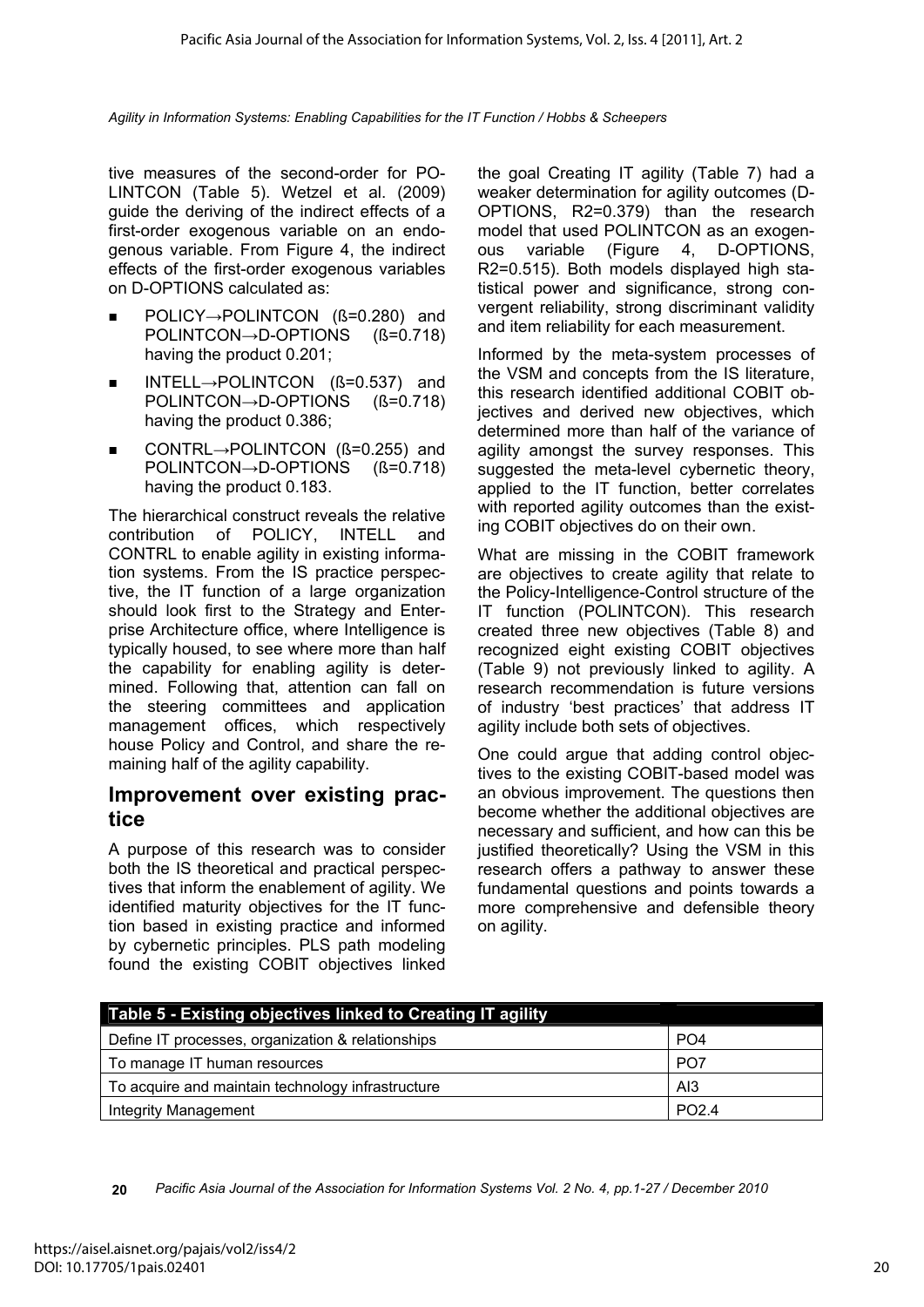tive measures of the second-order for POLINTCON (Table 5). Wetzel et al. (2009) guide the deriving of the indirect effects of a first-order exogenous variable on an endogenous variable. From Figure 4, the indirect effects of the first-order exogenous variables on D-OPTIONS calculated as:

- POLICY→POLINTCON (ß=0.280) and POLINTCON→D-OPTIONS (ß=0.718) having the product 0.201;
- INTELL→POLINTCON (ß=0.537) and POLINTCON→D-OPTIONS (ß=0.718) having the product 0.386;
- CONTRL→POLINTCON (ß=0.255) and POLINTCON→D-OPTIONS (ß=0.718) having the product 0.183.

The hierarchical construct reveals the relative contribution of POLICY, INTELL and CONTRL to enable agility in existing information systems. From the IS practice perspective, the IT function of a large organization should look first to the Strategy and Enterprise Architecture office, where Intelligence is typically housed, to see where more than half the capability for enabling agility is determined. Following that, attention can fall on the steering committees and application management offices, which respectively house Policy and Control, and share the remaining half of the agility capability.

## Improvement over existing practice

A purpose of this research was to consider both the IS theoretical and practical perspectives that inform the enablement of agility. We identified maturity objectives for the IT function based in existing practice and informed by cybernetic principles. PLS path modeling found the existing COBIT objectives linked the goal Creating IT agility (Table 7) had a weaker determination for agility outcomes (D-OPTIONS, R2=0.379) than the research model that used POLINTCON as an exogenous variable (Figure 4, D-OPTIONS, R2=0.515). Both models displayed high statistical power and significance, strong convergent reliability, strong discriminant validity and item reliability for each measurement.

Informed by the meta-system processes of the VSM and concepts from the IS literature, this research identified additional COBIT objectives and derived new objectives, which determined more than half of the variance of agility amongst the survey responses. This suggested the meta-level cybernetic theory, applied to the IT function, better correlates with reported agility outcomes than the existing COBIT objectives do on their own.

What are missing in the COBIT framework are objectives to create agility that relate to the Policy-Intelligence-Control structure of the IT function (POLINTCON). This research created three new objectives (Table 8) and recognized eight existing COBIT objectives (Table 9) not previously linked to agility. A research recommendation is future versions of industry 'best practices' that address IT agility include both sets of objectives.

One could argue that adding control objectives to the existing COBIT-based model was an obvious improvement. The questions then become whether the additional objectives are necessary and sufficient, and how can this be justified theoretically? Using the VSM in this research offers a pathway to answer these fundamental questions and points towards a more comprehensive and defensible theory on agility.

| Table 5 - Existing objectives linked to Creating IT agility | |
|---|---|
| Define IT processes, organization & relationships | PO4 |
| To manage IT human resources | PO7 |
| To acquire and maintain technology infrastructure | AI3 |
| Integrity Management | PO2.4 |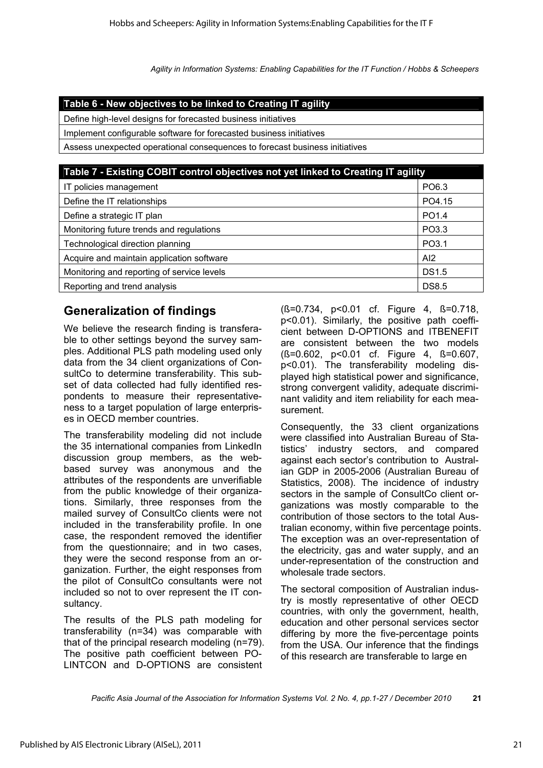| Table 6 - New objectives to be linked to Creating IT agility |
| --- |
| Define high-level designs for forecasted business initiatives |
| Implement configurable software for forecasted business initiatives |
| Assess unexpected operational consequences to forecast business initiatives |

| Table 7 - Existing COBIT control objectives not yet linked to Creating IT agility | |
| --- | --- |
| IT policies management | PO6.3 |
| Define the IT relationships | PO4.15 |
| Define a strategic IT plan | PO1.4 |
| Monitoring future trends and regulations | PO3.3 |
| Technological direction planning | PO3.1 |
| Acquire and maintain application software | AI2 |
| Monitoring and reporting of service levels | DS1.5 |
| Reporting and trend analysis | DS8.5 |

## Generalization of findings

We believe the research finding is transferable to other settings beyond the survey samples. Additional PLS path modeling used only data from the 34 client organizations of ConsultCo to determine transferability. This subset of data collected had fully identified respondents to measure their representativeness to a target population of large enterprises in OECD member countries.

The transferability modeling did not include the 35 international companies from LinkedIn discussion group members, as the web-based survey was anonymous and the attributes of the respondents are unverifiable from the public knowledge of their organizations. Similarly, three responses from the mailed survey of ConsultCo clients were not included in the transferability profile. In one case, the respondent removed the identifier from the questionnaire; and in two cases, they were the second response from an organization. Further, the eight responses from the pilot of ConsultCo consultants were not included so not to over represent the IT consultancy.

The results of the PLS path modeling for transferability (n=34) was comparable with that of the principal research modeling (n=79). The positive path coefficient between POLINTCON and D-OPTIONS are consistent (ß=0.734, $p<0.01$ cf. Figure 4, ß=0.718, $p<0.01$). Similarly, the positive path coefficient between D-OPTIONS and ITBENEFIT are consistent between the two models (ß=0.602, $p<0.01$ cf. Figure 4, ß=0.607, $p<0.01$). The transferability modeling displayed high statistical power and significance, strong convergent validity, adequate discriminant validity and item reliability for each measurement.

Consequently, the 33 client organizations were classified into Australian Bureau of Statistics' industry sectors, and compared against each sector's contribution to Australian GDP in 2005-2006 (Australian Bureau of Statistics, 2008). The incidence of industry sectors in the sample of ConsultCo client organizations was mostly comparable to the contribution of those sectors to the total Australian economy, within five percentage points. The exception was an over-representation of the electricity, gas and water supply, and an under-representation of the construction and wholesale trade sectors.

The sectoral composition of Australian industry is mostly representative of other OECD countries, with only the government, health, education and other personal services sector differing by more the five-percentage points from the USA. Our inference that the findings of this research are transferable to large en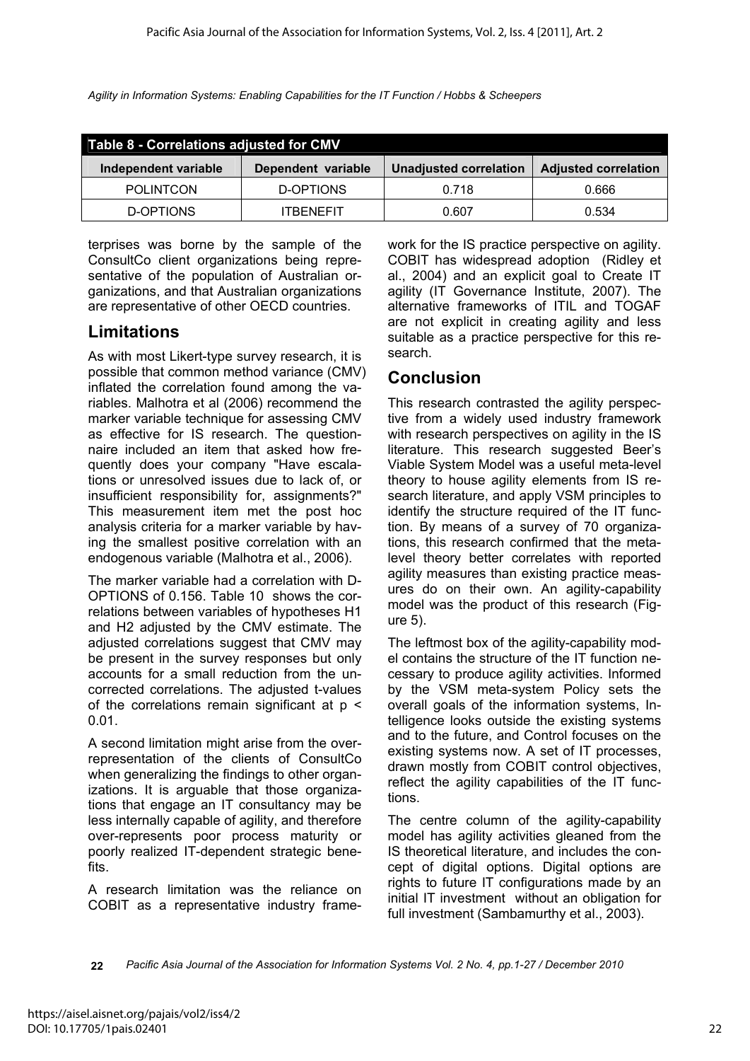**Table 8 - Correlations adjusted for CMV**

| Independent variable | Dependent variable | Unadjusted correlation | Adjusted correlation |
|---|---|---|---|
| POLINTCON | D-OPTIONS | 0.718 | 0.666 |
| D-OPTIONS | ITBENEFIT | 0.607 | 0.534 |

terprises was borne by the sample of the ConsultCo client organizations being representative of the population of Australian organizations, and that Australian organizations are representative of other OECD countries.

## Limitations

As with most Likert-type survey research, it is possible that common method variance (CMV) inflated the correlation found among the variables. Malhotra et al (2006) recommend the marker variable technique for assessing CMV as effective for IS research. The questionnaire included an item that asked how frequently does your company "Have escalations or unresolved issues due to lack of, or insufficient responsibility for, assignments?" This measurement item met the post hoc analysis criteria for a marker variable by having the smallest positive correlation with an endogenous variable (Malhotra et al., 2006).

The marker variable had a correlation with D-OPTIONS of 0.156. Table 10 shows the correlations between variables of hypotheses H1 and H2 adjusted by the CMV estimate. The adjusted correlations suggest that CMV may be present in the survey responses but only accounts for a small reduction from the uncorrected correlations. The adjusted t-values of the correlations remain significant at $p < 0.01$.

A second limitation might arise from the over-representation of the clients of ConsultCo when generalizing the findings to other organizations. It is arguable that those organizations that engage an IT consultancy may be less internally capable of agility, and therefore over-represents poor process maturity or poorly realized IT-dependent strategic benefits.

A research limitation was the reliance on COBIT as a representative industry framework for the IS practice perspective on agility. COBIT has widespread adoption (Ridley et al., 2004) and an explicit goal to Create IT agility (IT Governance Institute, 2007). The alternative frameworks of ITIL and TOGAF are not explicit in creating agility and less suitable as a practice perspective for this research.

## Conclusion

This research contrasted the agility perspective from a widely used industry framework with research perspectives on agility in the IS literature. This research suggested Beer's Viable System Model was a useful meta-level theory to house agility elements from IS research literature, and apply VSM principles to identify the structure required of the IT function. By means of a survey of 70 organizations, this research confirmed that the meta-level theory better correlates with reported agility measures than existing practice measures do on their own. An agility-capability model was the product of this research (Figure 5).

The leftmost box of the agility-capability model contains the structure of the IT function necessary to produce agility activities. Informed by the VSM meta-system Policy sets the overall goals of the information systems, Intelligence looks outside the existing systems and to the future, and Control focuses on the existing systems now. A set of IT processes, drawn mostly from COBIT control objectives, reflect the agility capabilities of the IT functions.

The centre column of the agility-capability model has agility activities gleaned from the IS theoretical literature, and includes the concept of digital options. Digital options are rights to future IT configurations made by an initial IT investment without an obligation for full investment (Sambamurthy et al., 2003).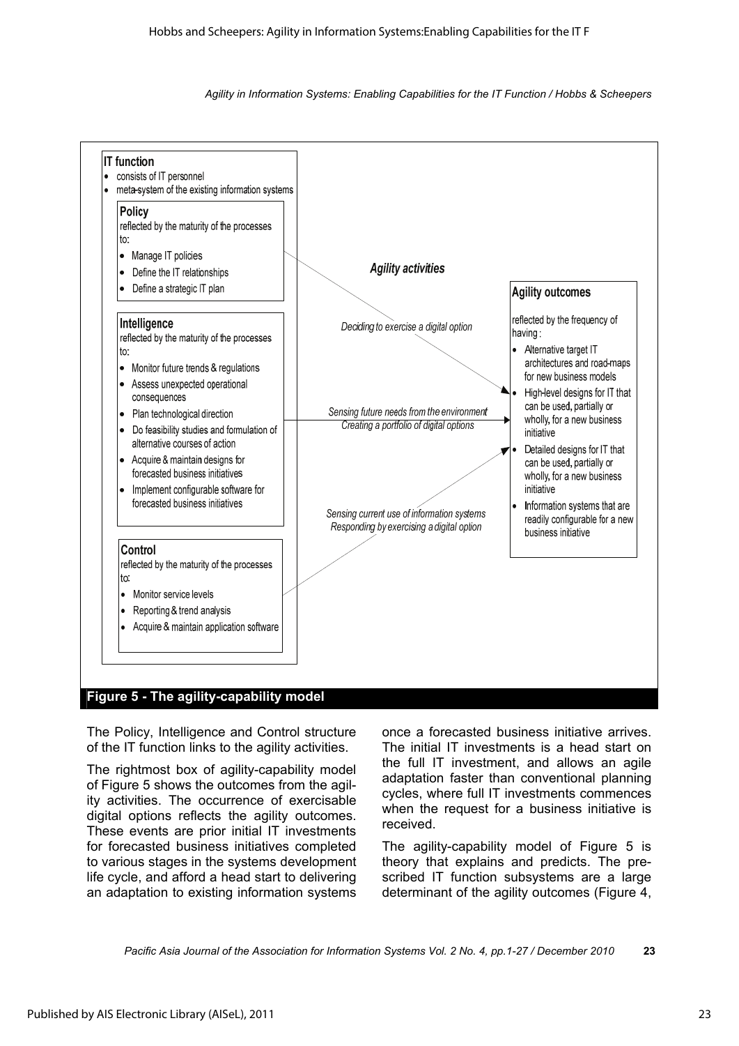**IT function**

- consists of IT personnel
- meta-system of the existing information systems

**Policy**
reflected by the maturity of the processes to:

- Manage IT policies
- Define the IT relationships
- Define a strategic IT plan

**Intelligence**
reflected by the maturity of the processes to:

- Monitor future trends & regulations
- Assess unexpected operational consequences
- Plan technological direction
- Do feasibility studies and formulation of alternative courses of action
- Acquire & maintain designs for forecasted business initiatives
- Implement configurable software for forecasted business initiatives

**Control**
reflected by the maturity of the processes to:

- Monitor service levels
- Reporting & trend analysis
- Acquire & maintain application software

*Agility activities*

*Deciding to exercise a digital option*

*Sensing future needs from the environment*
*Creating a portfolio of digital options*

*Sensing current use of information systems*
*Responding by exercising a digital option*

**Agility outcomes**
reflected by the frequency of having:

- Alternative target IT architectures and road-maps for new business models
- High-level designs for IT that can be used, partially or wholly, for a new business initiative
- Detailed designs for IT that can be used, partially or wholly, for a new business initiative
- Information systems that are readily configurable for a new business initiative

**Figure 5 - The agility-capability model**

The Policy, Intelligence and Control structure of the IT function links to the agility activities.

The rightmost box of agility-capability model of Figure 5 shows the outcomes from the agility activities. The occurrence of exercisable digital options reflects the agility outcomes. These events are prior initial IT investments for forecasted business initiatives completed to various stages in the systems development life cycle, and afford a head start to delivering an adaptation to existing information systems once a forecasted business initiative arrives. The initial IT investments is a head start on the full IT investment, and allows an agile adaptation faster than conventional planning cycles, where full IT investments commences when the request for a business initiative is received.

The agility-capability model of Figure 5 is theory that explains and predicts. The prescribed IT function subsystems are a large determinant of the agility outcomes (Figure 4,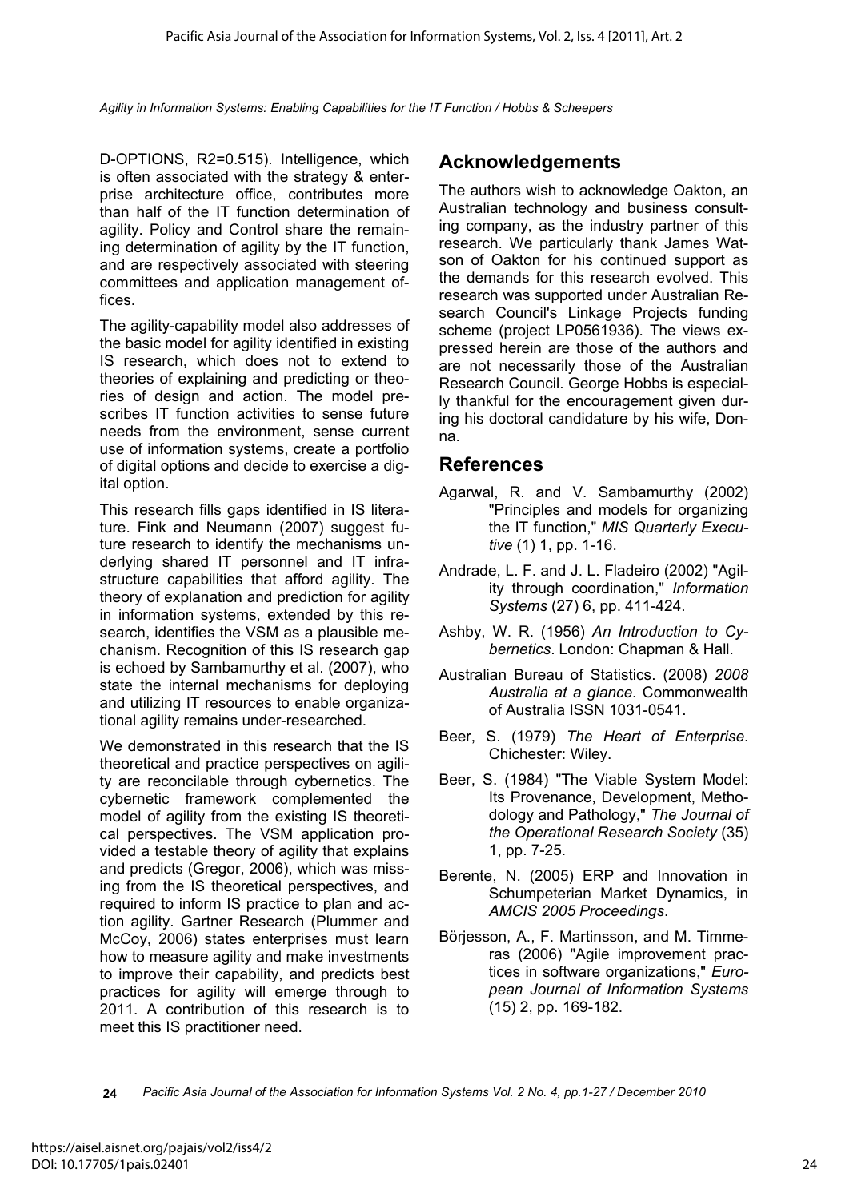D-OPTIONS, $R^2=0.515$). Intelligence, which is often associated with the strategy & enterprise architecture office, contributes more than half of the IT function determination of agility. Policy and Control share the remaining determination of agility by the IT function, and are respectively associated with steering committees and application management offices.

The agility-capability model also addresses of the basic model for agility identified in existing IS research, which does not to extend to theories of explaining and predicting or theories of design and action. The model prescribes IT function activities to sense future needs from the environment, sense current use of information systems, create a portfolio of digital options and decide to exercise a digital option.

This research fills gaps identified in IS literature. Fink and Neumann (2007) suggest future research to identify the mechanisms underlying shared IT personnel and IT infrastructure capabilities that afford agility. The theory of explanation and prediction for agility in information systems, extended by this research, identifies the VSM as a plausible mechanism. Recognition of this IS research gap is echoed by Sambamurthy et al. (2007), who state the internal mechanisms for deploying and utilizing IT resources to enable organizational agility remains under-researched.

We demonstrated in this research that the IS theoretical and practice perspectives on agility are reconcilable through cybernetics. The cybernetic framework complemented the model of agility from the existing IS theoretical perspectives. The VSM application provided a testable theory of agility that explains and predicts (Gregor, 2006), which was missing from the IS theoretical perspectives, and required to inform IS practice to plan and action agility. Gartner Research (Plummer and McCoy, 2006) states enterprises must learn how to measure agility and make investments to improve their capability, and predicts best practices for agility will emerge through to 2011. A contribution of this research is to meet this IS practitioner need.

## Acknowledgements

The authors wish to acknowledge Oakton, an Australian technology and business consulting company, as the industry partner of this research. We particularly thank James Watson of Oakton for his continued support as the demands for this research evolved. This research was supported under Australian Research Council's Linkage Projects funding scheme (project LP0561936). The views expressed herein are those of the authors and are not necessarily those of the Australian Research Council. George Hobbs is especially thankful for the encouragement given during his doctoral candidature by his wife, Donna.

## References

Agarwal, R. and V. Sambamurthy (2002) "Principles and models for organizing the IT function," *MIS Quarterly Executive* (1) 1, pp. 1-16.

Andrade, L. F. and J. L. Fladeiro (2002) "Agility through coordination," *Information Systems* (27) 6, pp. 411-424.

Ashby, W. R. (1956) *An Introduction to Cybernetics*. London: Chapman & Hall.

Australian Bureau of Statistics. (2008) *2008 Australia at a glance*. Commonwealth of Australia ISSN 1031-0541.

Beer, S. (1979) *The Heart of Enterprise*. Chichester: Wiley.

Beer, S. (1984) "The Viable System Model: Its Provenance, Development, Methodology and Pathology," *The Journal of the Operational Research Society* (35) 1, pp. 7-25.

Berente, N. (2005) ERP and Innovation in Schumpeterian Market Dynamics, in *AMCIS 2005 Proceedings*.

Börjesson, A., F. Martinsson, and M. Timmeras (2006) "Agile improvement practices in software organizations," *European Journal of Information Systems* (15) 2, pp. 169-182.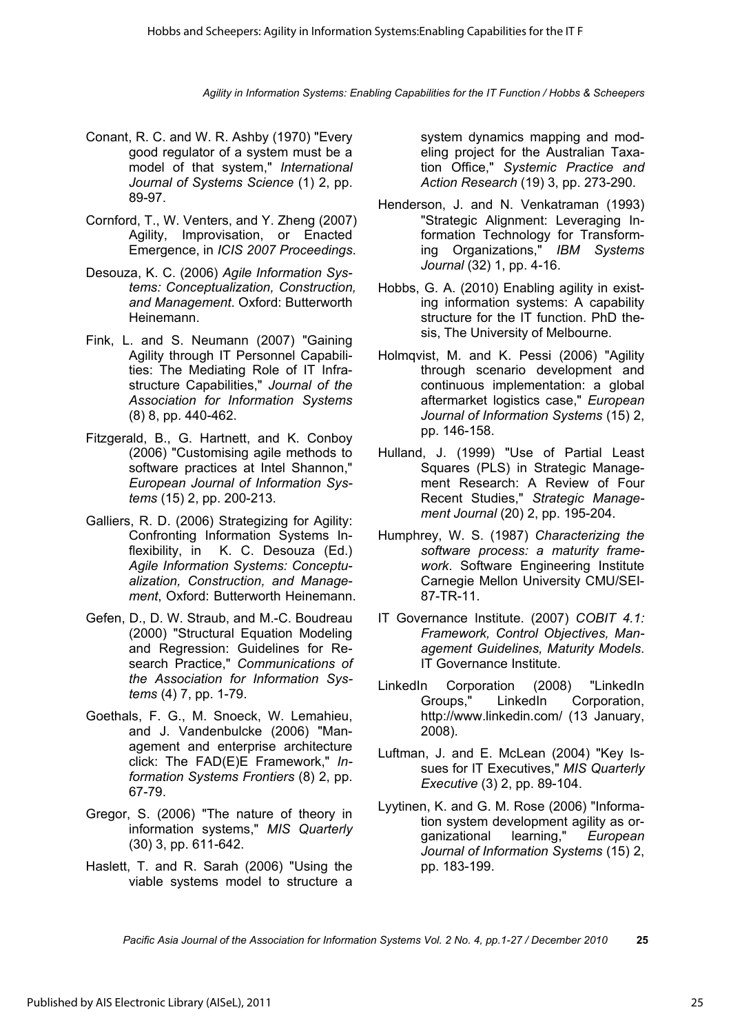Conant, R. C. and W. R. Ashby (1970) "Every good regulator of a system must be a model of that system," *International Journal of Systems Science* (1) 2, pp. 89-97.

Cornford, T., W. Venters, and Y. Zheng (2007) Agility, Improvisation, or Enacted Emergence, in *ICIS 2007 Proceedings*.

Desouza, K. C. (2006) *Agile Information Systems: Conceptualization, Construction, and Management*. Oxford: Butterworth Heinemann.

Fink, L. and S. Neumann (2007) "Gaining Agility through IT Personnel Capabilities: The Mediating Role of IT Infrastructure Capabilities," *Journal of the Association for Information Systems* (8) 8, pp. 440-462.

Fitzgerald, B., G. Hartnett, and K. Conboy (2006) "Customising agile methods to software practices at Intel Shannon," *European Journal of Information Systems* (15) 2, pp. 200-213.

Galliers, R. D. (2006) Strategizing for Agility: Confronting Information Systems Inflexibility, in K. C. Desouza (Ed.) *Agile Information Systems: Conceptualization, Construction, and Management*, Oxford: Butterworth Heinemann.

Gefen, D., D. W. Straub, and M.-C. Boudreau (2000) "Structural Equation Modeling and Regression: Guidelines for Research Practice," *Communications of the Association for Information Systems* (4) 7, pp. 1-79.

Goethals, F. G., M. Snoeck, W. Lemahieu, and J. Vandenbulcke (2006) "Management and enterprise architecture click: The FAD(E)E Framework," *Information Systems Frontiers* (8) 2, pp. 67-79.

Gregor, S. (2006) "The nature of theory in information systems," *MIS Quarterly* (30) 3, pp. 611-642.

Haslett, T. and R. Sarah (2006) "Using the viable systems model to structure a system dynamics mapping and modeling project for the Australian Taxation Office," *Systemic Practice and Action Research* (19) 3, pp. 273-290.

Henderson, J. and N. Venkatraman (1993) "Strategic Alignment: Leveraging Information Technology for Transforming Organizations," *IBM Systems Journal* (32) 1, pp. 4-16.

Hobbs, G. A. (2010) Enabling agility in existing information systems: A capability structure for the IT function. PhD thesis, The University of Melbourne.

Holmqvist, M. and K. Pessi (2006) "Agility through scenario development and continuous implementation: a global aftermarket logistics case," *European Journal of Information Systems* (15) 2, pp. 146-158.

Hulland, J. (1999) "Use of Partial Least Squares (PLS) in Strategic Management Research: A Review of Four Recent Studies," *Strategic Management Journal* (20) 2, pp. 195-204.

Humphrey, W. S. (1987) *Characterizing the software process: a maturity framework*. Software Engineering Institute Carnegie Mellon University CMU/SEI-87-TR-11.

IT Governance Institute. (2007) *COBIT 4.1: Framework, Control Objectives, Management Guidelines, Maturity Models*. IT Governance Institute.

LinkedIn Corporation (2008) "LinkedIn Groups," LinkedIn Corporation, http://www.linkedin.com/ (13 January, 2008).

Luftman, J. and E. McLean (2004) "Key Issues for IT Executives," *MIS Quarterly Executive* (3) 2, pp. 89-104.

Lyytinen, K. and G. M. Rose (2006) "Information system development agility as organizational learning," *European Journal of Information Systems* (15) 2, pp. 183-199.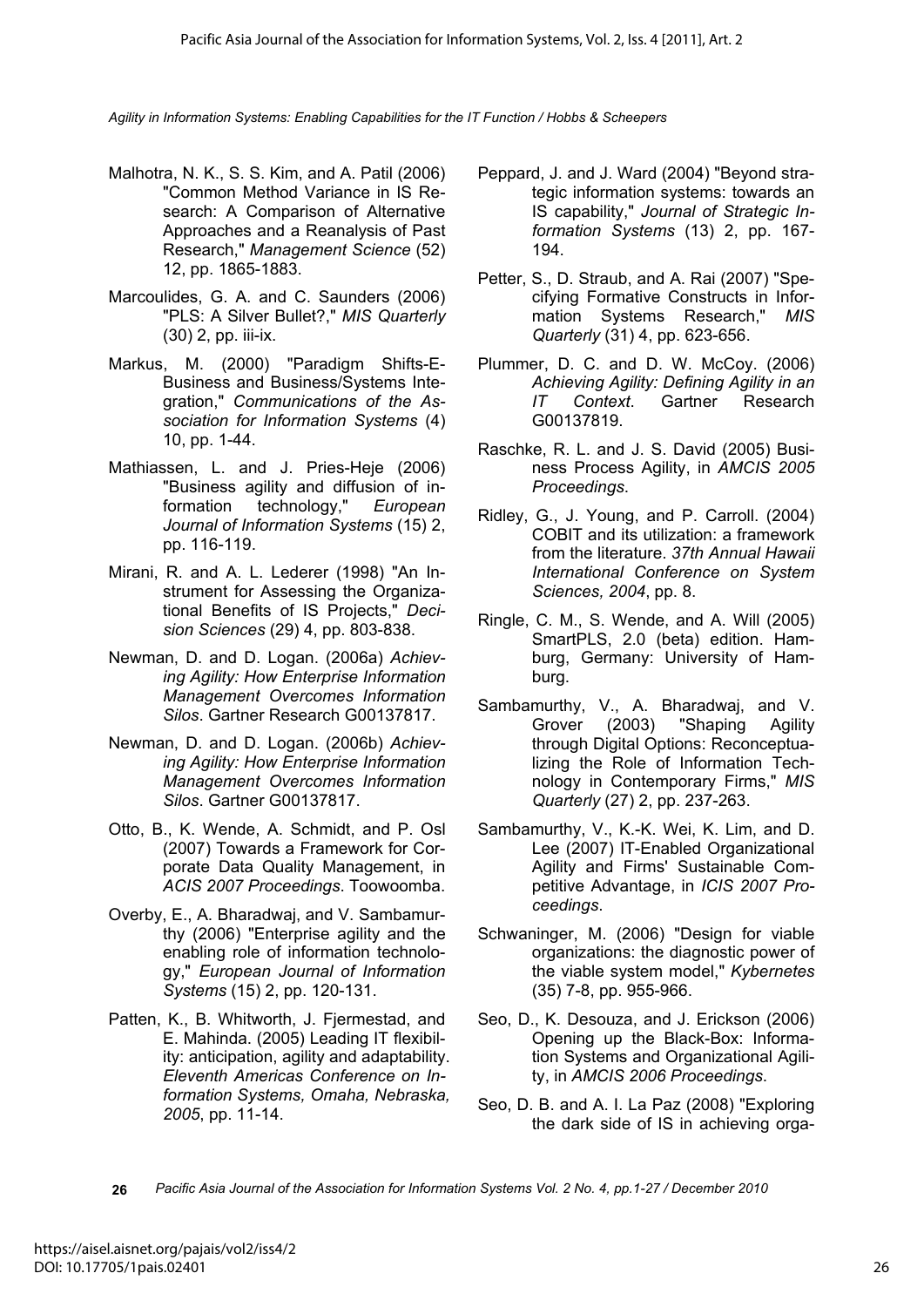Malhotra, N. K., S. S. Kim, and A. Patil (2006) "Common Method Variance in IS Research: A Comparison of Alternative Approaches and a Reanalysis of Past Research," *Management Science* (52) 12, pp. 1865-1883.

Marcoulides, G. A. and C. Saunders (2006) "PLS: A Silver Bullet?," *MIS Quarterly* (30) 2, pp. iii-ix.

Markus, M. (2000) "Paradigm Shifts-E-Business and Business/Systems Integration," *Communications of the Association for Information Systems* (4) 10, pp. 1-44.

Mathiassen, L. and J. Pries-Heje (2006) "Business agility and diffusion of information technology," *European Journal of Information Systems* (15) 2, pp. 116-119.

Mirani, R. and A. L. Lederer (1998) "An Instrument for Assessing the Organizational Benefits of IS Projects," *Decision Sciences* (29) 4, pp. 803-838.

Newman, D. and D. Logan. (2006a) *Achieving Agility: How Enterprise Information Management Overcomes Information Silos*. Gartner Research G00137817.

Newman, D. and D. Logan. (2006b) *Achieving Agility: How Enterprise Information Management Overcomes Information Silos*. Gartner G00137817.

Otto, B., K. Wende, A. Schmidt, and P. Osl (2007) Towards a Framework for Corporate Data Quality Management, in *ACIS 2007 Proceedings*. Toowoomba.

Overby, E., A. Bharadwaj, and V. Sambamurthy (2006) "Enterprise agility and the enabling role of information technology," *European Journal of Information Systems* (15) 2, pp. 120-131.

Patten, K., B. Whitworth, J. Fjermestad, and E. Mahinda. (2005) Leading IT flexibility: anticipation, agility and adaptability. *Eleventh Americas Conference on Information Systems, Omaha, Nebraska, 2005*, pp. 11-14.

Peppard, J. and J. Ward (2004) "Beyond strategic information systems: towards an IS capability," *Journal of Strategic Information Systems* (13) 2, pp. 167-194.

Petter, S., D. Straub, and A. Rai (2007) "Specifying Formative Constructs in Information Systems Research," *MIS Quarterly* (31) 4, pp. 623-656.

Plummer, D. C. and D. W. McCoy. (2006) *Achieving Agility: Defining Agility in an IT Context*. Gartner Research G00137819.

Raschke, R. L. and J. S. David (2005) Business Process Agility, in *AMCIS 2005 Proceedings*.

Ridley, G., J. Young, and P. Carroll. (2004) COBIT and its utilization: a framework from the literature. *37th Annual Hawaii International Conference on System Sciences, 2004*, pp. 8.

Ringle, C. M., S. Wende, and A. Will (2005) SmartPLS, 2.0 (beta) edition. Hamburg, Germany: University of Hamburg.

Sambamurthy, V., A. Bharadwaj, and V. Grover (2003) "Shaping Agility through Digital Options: Reconceptualizing the Role of Information Technology in Contemporary Firms," *MIS Quarterly* (27) 2, pp. 237-263.

Sambamurthy, V., K.-K. Wei, K. Lim, and D. Lee (2007) IT-Enabled Organizational Agility and Firms' Sustainable Competitive Advantage, in *ICIS 2007 Proceedings*.

Schwaninger, M. (2006) "Design for viable organizations: the diagnostic power of the viable system model," *Kybernetes* (35) 7-8, pp. 955-966.

Seo, D., K. Desouza, and J. Erickson (2006) Opening up the Black-Box: Information Systems and Organizational Agility, in *AMCIS 2006 Proceedings*.

Seo, D. B. and A. I. La Paz (2008) "Exploring the dark side of IS in achieving orga-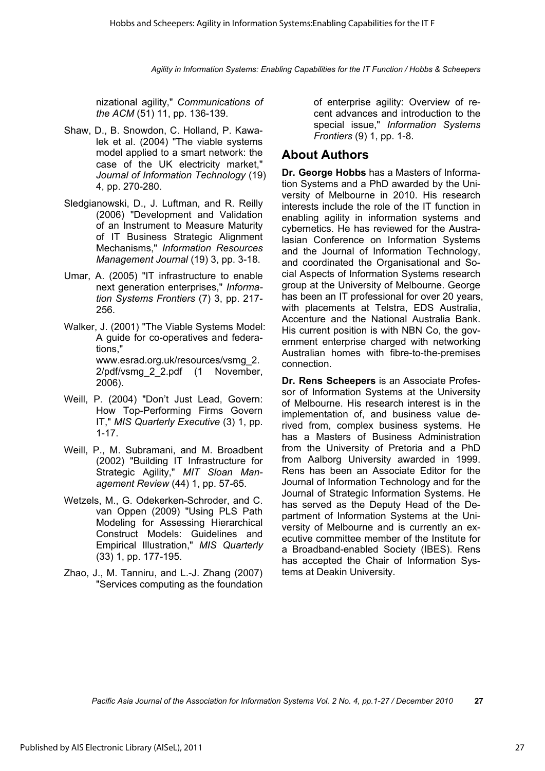nizational agility," *Communications of the ACM* (51) 11, pp. 136-139.

Shaw, D., B. Snowdon, C. Holland, P. Kawalek et al. (2004) "The viable systems model applied to a smart network: the case of the UK electricity market," *Journal of Information Technology* (19) 4, pp. 270-280.

Sledgianowski, D., J. Luftman, and R. Reilly (2006) "Development and Validation of an Instrument to Measure Maturity of IT Business Strategic Alignment Mechanisms," *Information Resources Management Journal* (19) 3, pp. 3-18.

Umar, A. (2005) "IT infrastructure to enable next generation enterprises," *Information Systems Frontiers* (7) 3, pp. 217-256.

Walker, J. (2001) "The Viable Systems Model: A guide for co-operatives and federations," www.esrad.org.uk/resources/vsmg_2.2/pdf/vsmg_2_2.pdf (1 November, 2006).

Weill, P. (2004) "Don't Just Lead, Govern: How Top-Performing Firms Govern IT," *MIS Quarterly Executive* (3) 1, pp. 1-17.

Weill, P., M. Subramani, and M. Broadbent (2002) "Building IT Infrastructure for Strategic Agility," *MIT Sloan Management Review* (44) 1, pp. 57-65.

Wetzels, M., G. Odekerken-Schroder, and C. van Oppen (2009) "Using PLS Path Modeling for Assessing Hierarchical Construct Models: Guidelines and Empirical Illustration," *MIS Quarterly* (33) 1, pp. 177-195.

Zhao, J., M. Tanniru, and L.-J. Zhang (2007) "Services computing as the foundation of enterprise agility: Overview of recent advances and introduction to the special issue," *Information Systems Frontiers* (9) 1, pp. 1-8.

## About Authors

**Dr. George Hobbs** has a Masters of Information Systems and a PhD awarded by the University of Melbourne in 2010. His research interests include the role of the IT function in enabling agility in information systems and cybernetics. He has reviewed for the Australasian Conference on Information Systems and the Journal of Information Technology, and coordinated the Organisational and Social Aspects of Information Systems research group at the University of Melbourne. George has been an IT professional for over 20 years, with placements at Telstra, EDS Australia, Accenture and the National Australia Bank. His current position is with NBN Co, the government enterprise charged with networking Australian homes with fibre-to-the-premises connection.

**Dr. Rens Scheepers** is an Associate Professor of Information Systems at the University of Melbourne. His research interest is in the implementation of, and business value derived from, complex business systems. He has a Masters of Business Administration from the University of Pretoria and a PhD from Aalborg University awarded in 1999. Rens has been an Associate Editor for the Journal of Information Technology and for the Journal of Strategic Information Systems. He has served as the Deputy Head of the Department of Information Systems at the University of Melbourne and is currently an executive committee member of the Institute for a Broadband-enabled Society (IBES). Rens has accepted the Chair of Information Systems at Deakin University.